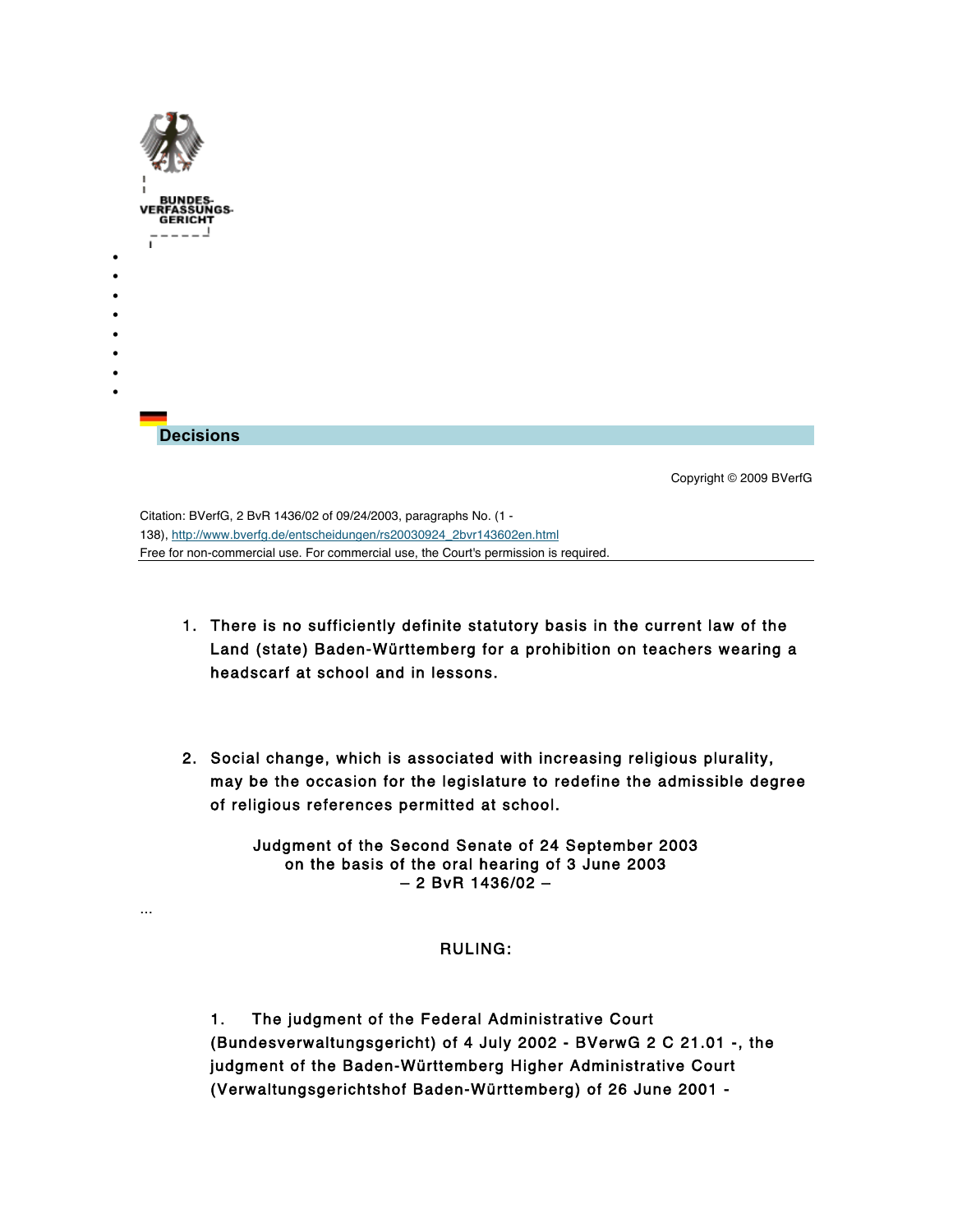BUNDES-
VERFASSUNGS-
GERICHT

## Decisions

Copyright © 2009 BVerfG

Citation: BVerfG, 2 BvR 1436/02 of 09/24/2003, paragraphs No. (1 - 138), http://www.bverfg.de/entscheidungen/rs20030924_2bvr143602en.html
Free for non-commercial use. For commercial use, the Court's permission is required.

1. There is no sufficiently definite statutory basis in the current law of the Land (state) Baden-Württemberg for a prohibition on teachers wearing a headscarf at school and in lessons.

2. Social change, which is associated with increasing religious plurality, may be the occasion for the legislature to redefine the admissible degree of religious references permitted at school.

Judgment of the Second Senate of 24 September 2003
on the basis of the oral hearing of 3 June 2003
– 2 BvR 1436/02 –

...

RULING:

1. The judgment of the Federal Administrative Court (Bundesverwaltungsgericht) of 4 July 2002 - BVerwG 2 C 21.01 -, the judgment of the Baden-Württemberg Higher Administrative Court (Verwaltungsgerichtshof Baden-Württemberg) of 26 June 2001 -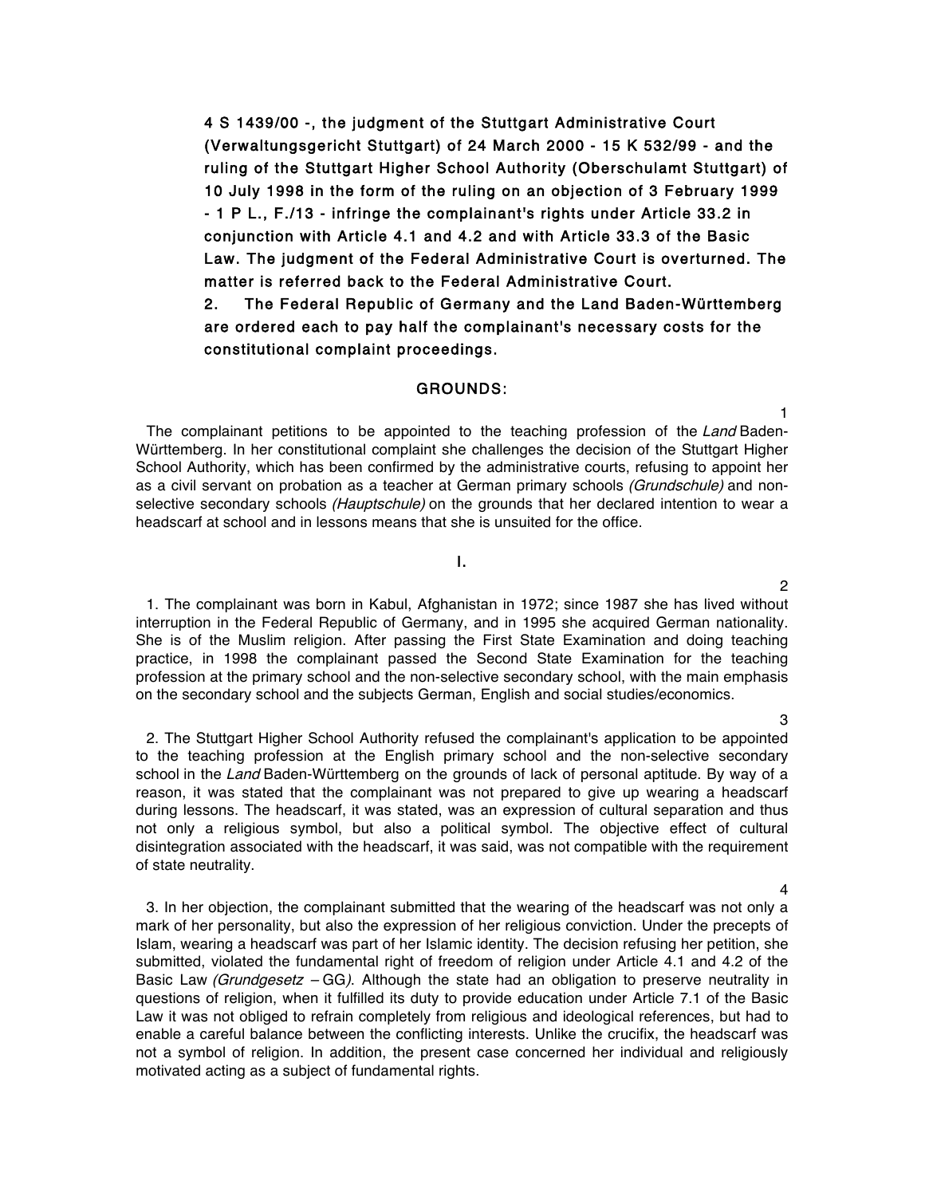**4 S 1439/00 -, the judgment of the Stuttgart Administrative Court (Verwaltungsgericht Stuttgart) of 24 March 2000 - 15 K 532/99 - and the ruling of the Stuttgart Higher School Authority (Oberschulamt Stuttgart) of 10 July 1998 in the form of the ruling on an objection of 3 February 1999 - 1 P L., F./13 - infringe the complainant's rights under Article 33.2 in conjunction with Article 4.1 and 4.2 and with Article 33.3 of the Basic Law. The judgment of the Federal Administrative Court is overturned. The matter is referred back to the Federal Administrative Court.**

**2. The Federal Republic of Germany and the Land Baden-Württemberg are ordered each to pay half the complainant's necessary costs for the constitutional complaint proceedings.**

## GROUNDS:

1

The complainant petitions to be appointed to the teaching profession of the *Land* Baden-Württemberg. In her constitutional complaint she challenges the decision of the Stuttgart Higher School Authority, which has been confirmed by the administrative courts, refusing to appoint her as a civil servant on probation as a teacher at German primary schools *(Grundschule)* and non-selective secondary schools *(Hauptschule)* on the grounds that her declared intention to wear a headscarf at school and in lessons means that she is unsuited for the office.

### I.

2

1. The complainant was born in Kabul, Afghanistan in 1972; since 1987 she has lived without interruption in the Federal Republic of Germany, and in 1995 she acquired German nationality. She is of the Muslim religion. After passing the First State Examination and doing teaching practice, in 1998 the complainant passed the Second State Examination for the teaching profession at the primary school and the non-selective secondary school, with the main emphasis on the secondary school and the subjects German, English and social studies/economics.

3

2. The Stuttgart Higher School Authority refused the complainant's application to be appointed to the teaching profession at the English primary school and the non-selective secondary school in the *Land* Baden-Württemberg on the grounds of lack of personal aptitude. By way of a reason, it was stated that the complainant was not prepared to give up wearing a headscarf during lessons. The headscarf, it was stated, was an expression of cultural separation and thus not only a religious symbol, but also a political symbol. The objective effect of cultural disintegration associated with the headscarf, it was said, was not compatible with the requirement of state neutrality.

4

3. In her objection, the complainant submitted that the wearing of the headscarf was not only a mark of her personality, but also the expression of her religious conviction. Under the precepts of Islam, wearing a headscarf was part of her Islamic identity. The decision refusing her petition, she submitted, violated the fundamental right of freedom of religion under Article 4.1 and 4.2 of the Basic Law *(Grundgesetz – GG)*. Although the state had an obligation to preserve neutrality in questions of religion, when it fulfilled its duty to provide education under Article 7.1 of the Basic Law it was not obliged to refrain completely from religious and ideological references, but had to enable a careful balance between the conflicting interests. Unlike the crucifix, the headscarf was not a symbol of religion. In addition, the present case concerned her individual and religiously motivated acting as a subject of fundamental rights.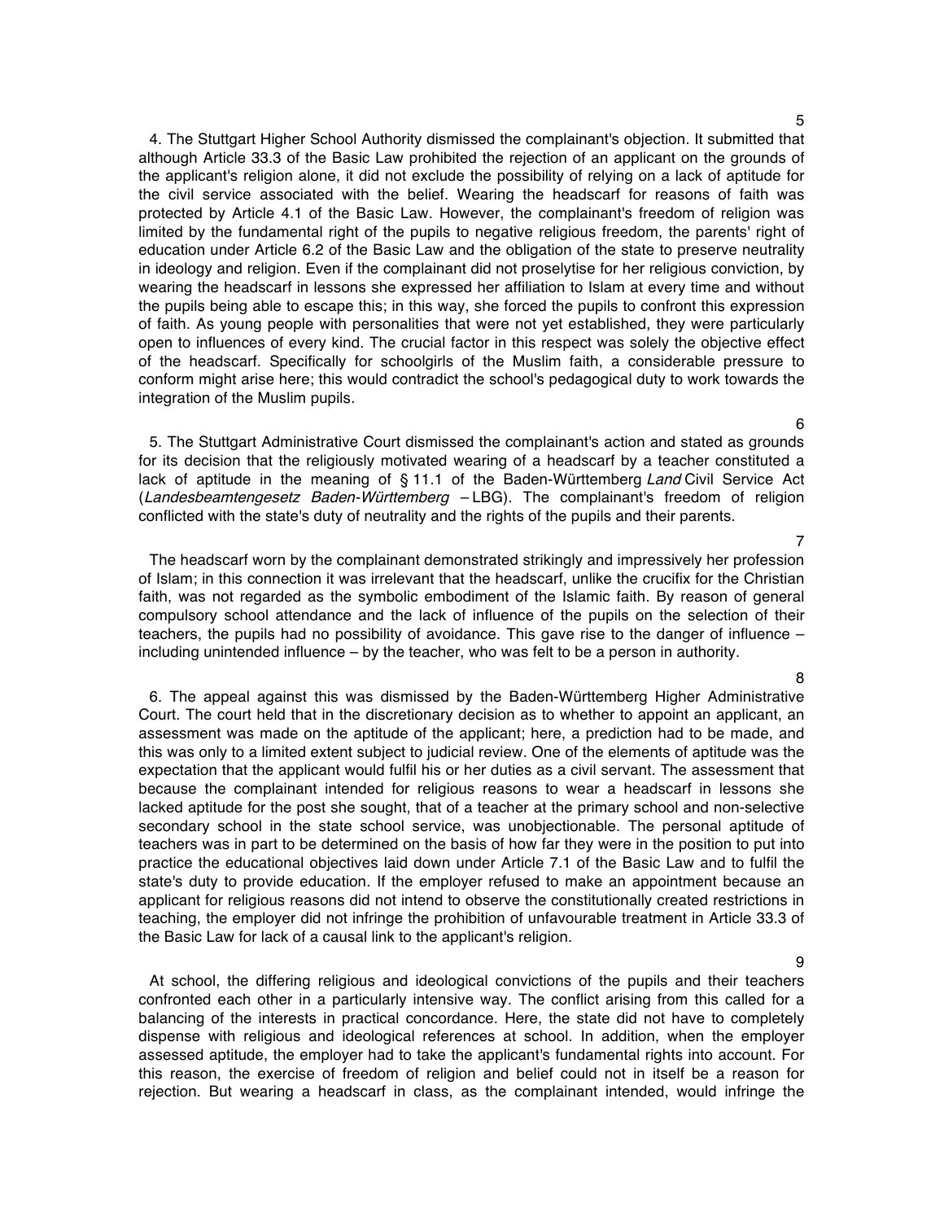5

4. The Stuttgart Higher School Authority dismissed the complainant's objection. It submitted that although Article 33.3 of the Basic Law prohibited the rejection of an applicant on the grounds of the applicant's religion alone, it did not exclude the possibility of relying on a lack of aptitude for the civil service associated with the belief. Wearing the headscarf for reasons of faith was protected by Article 4.1 of the Basic Law. However, the complainant's freedom of religion was limited by the fundamental right of the pupils to negative religious freedom, the parents' right of education under Article 6.2 of the Basic Law and the obligation of the state to preserve neutrality in ideology and religion. Even if the complainant did not proselytise for her religious conviction, by wearing the headscarf in lessons she expressed her affiliation to Islam at every time and without the pupils being able to escape this; in this way, she forced the pupils to confront this expression of faith. As young people with personalities that were not yet established, they were particularly open to influences of every kind. The crucial factor in this respect was solely the objective effect of the headscarf. Specifically for schoolgirls of the Muslim faith, a considerable pressure to conform might arise here; this would contradict the school's pedagogical duty to work towards the integration of the Muslim pupils.

6

5. The Stuttgart Administrative Court dismissed the complainant's action and stated as grounds for its decision that the religiously motivated wearing of a headscarf by a teacher constituted a lack of aptitude in the meaning of § 11.1 of the Baden-Württemberg *Land* Civil Service Act (*Landesbeamtengesetz Baden-Württemberg* – LBG). The complainant's freedom of religion conflicted with the state's duty of neutrality and the rights of the pupils and their parents.

7

The headscarf worn by the complainant demonstrated strikingly and impressively her profession of Islam; in this connection it was irrelevant that the headscarf, unlike the crucifix for the Christian faith, was not regarded as the symbolic embodiment of the Islamic faith. By reason of general compulsory school attendance and the lack of influence of the pupils on the selection of their teachers, the pupils had no possibility of avoidance. This gave rise to the danger of influence – including unintended influence – by the teacher, who was felt to be a person in authority.

8

6. The appeal against this was dismissed by the Baden-Württemberg Higher Administrative Court. The court held that in the discretionary decision as to whether to appoint an applicant, an assessment was made on the aptitude of the applicant; here, a prediction had to be made, and this was only to a limited extent subject to judicial review. One of the elements of aptitude was the expectation that the applicant would fulfil his or her duties as a civil servant. The assessment that because the complainant intended for religious reasons to wear a headscarf in lessons she lacked aptitude for the post she sought, that of a teacher at the primary school and non-selective secondary school in the state school service, was unobjectionable. The personal aptitude of teachers was in part to be determined on the basis of how far they were in the position to put into practice the educational objectives laid down under Article 7.1 of the Basic Law and to fulfil the state's duty to provide education. If the employer refused to make an appointment because an applicant for religious reasons did not intend to observe the constitutionally created restrictions in teaching, the employer did not infringe the prohibition of unfavourable treatment in Article 33.3 of the Basic Law for lack of a causal link to the applicant's religion.

9

At school, the differing religious and ideological convictions of the pupils and their teachers confronted each other in a particularly intensive way. The conflict arising from this called for a balancing of the interests in practical concordance. Here, the state did not have to completely dispense with religious and ideological references at school. In addition, when the employer assessed aptitude, the employer had to take the applicant's fundamental rights into account. For this reason, the exercise of freedom of religion and belief could not in itself be a reason for rejection. But wearing a headscarf in class, as the complainant intended, would infringe the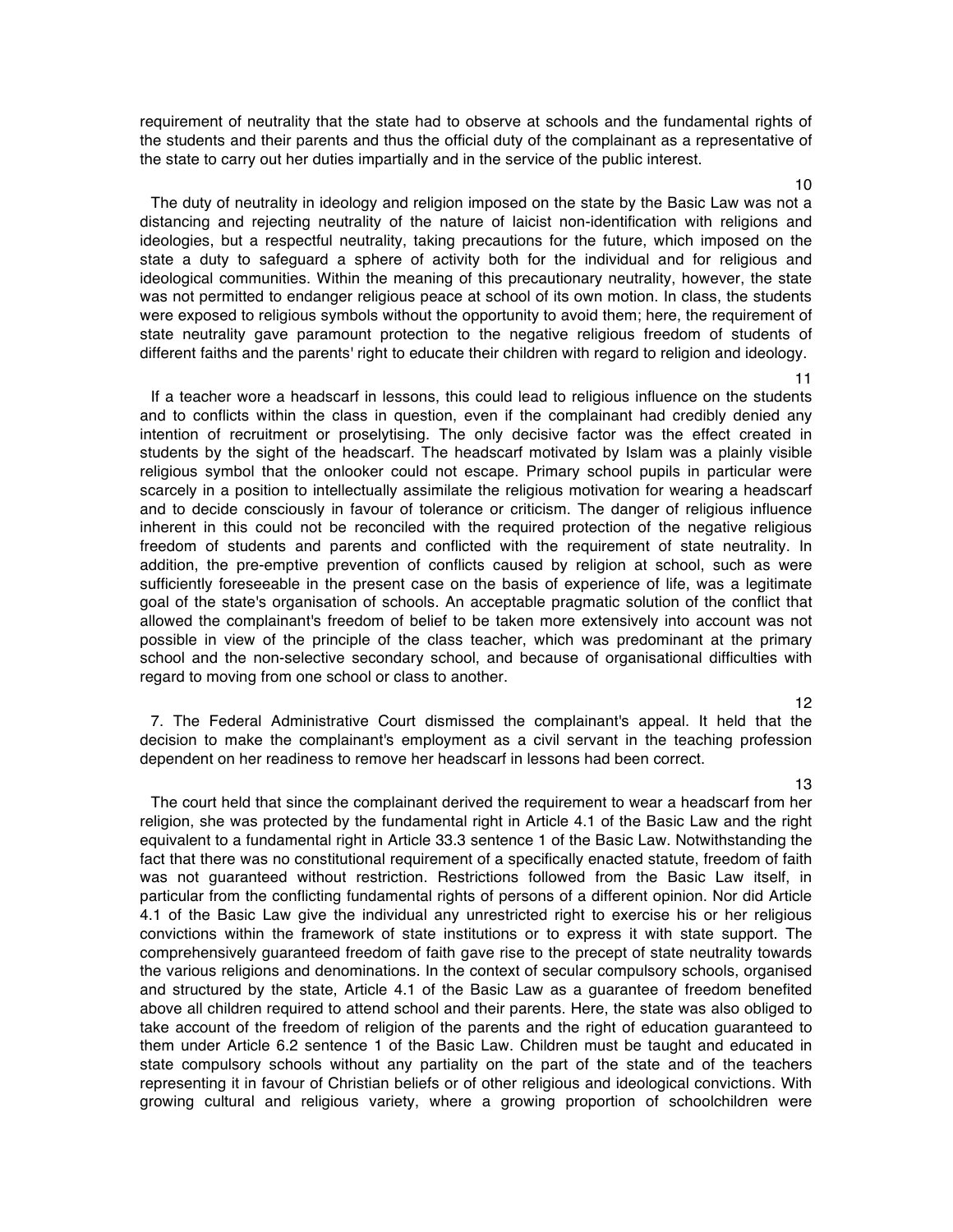requirement of neutrality that the state had to observe at schools and the fundamental rights of the students and their parents and thus the official duty of the complainant as a representative of the state to carry out her duties impartially and in the service of the public interest.

10

The duty of neutrality in ideology and religion imposed on the state by the Basic Law was not a distancing and rejecting neutrality of the nature of laicist non-identification with religions and ideologies, but a respectful neutrality, taking precautions for the future, which imposed on the state a duty to safeguard a sphere of activity both for the individual and for religious and ideological communities. Within the meaning of this precautionary neutrality, however, the state was not permitted to endanger religious peace at school of its own motion. In class, the students were exposed to religious symbols without the opportunity to avoid them; here, the requirement of state neutrality gave paramount protection to the negative religious freedom of students of different faiths and the parents' right to educate their children with regard to religion and ideology.

11

If a teacher wore a headscarf in lessons, this could lead to religious influence on the students and to conflicts within the class in question, even if the complainant had credibly denied any intention of recruitment or proselytising. The only decisive factor was the effect created in students by the sight of the headscarf. The headscarf motivated by Islam was a plainly visible religious symbol that the onlooker could not escape. Primary school pupils in particular were scarcely in a position to intellectually assimilate the religious motivation for wearing a headscarf and to decide consciously in favour of tolerance or criticism. The danger of religious influence inherent in this could not be reconciled with the required protection of the negative religious freedom of students and parents and conflicted with the requirement of state neutrality. In addition, the pre-emptive prevention of conflicts caused by religion at school, such as were sufficiently foreseeable in the present case on the basis of experience of life, was a legitimate goal of the state's organisation of schools. An acceptable pragmatic solution of the conflict that allowed the complainant's freedom of belief to be taken more extensively into account was not possible in view of the principle of the class teacher, which was predominant at the primary school and the non-selective secondary school, and because of organisational difficulties with regard to moving from one school or class to another.

12

7. The Federal Administrative Court dismissed the complainant's appeal. It held that the decision to make the complainant's employment as a civil servant in the teaching profession dependent on her readiness to remove her headscarf in lessons had been correct.

13

The court held that since the complainant derived the requirement to wear a headscarf from her religion, she was protected by the fundamental right in Article 4.1 of the Basic Law and the right equivalent to a fundamental right in Article 33.3 sentence 1 of the Basic Law. Notwithstanding the fact that there was no constitutional requirement of a specifically enacted statute, freedom of faith was not guaranteed without restriction. Restrictions followed from the Basic Law itself, in particular from the conflicting fundamental rights of persons of a different opinion. Nor did Article 4.1 of the Basic Law give the individual any unrestricted right to exercise his or her religious convictions within the framework of state institutions or to express it with state support. The comprehensively guaranteed freedom of faith gave rise to the precept of state neutrality towards the various religions and denominations. In the context of secular compulsory schools, organised and structured by the state, Article 4.1 of the Basic Law as a guarantee of freedom benefited above all children required to attend school and their parents. Here, the state was also obliged to take account of the freedom of religion of the parents and the right of education guaranteed to them under Article 6.2 sentence 1 of the Basic Law. Children must be taught and educated in state compulsory schools without any partiality on the part of the state and of the teachers representing it in favour of Christian beliefs or of other religious and ideological convictions. With growing cultural and religious variety, where a growing proportion of schoolchildren were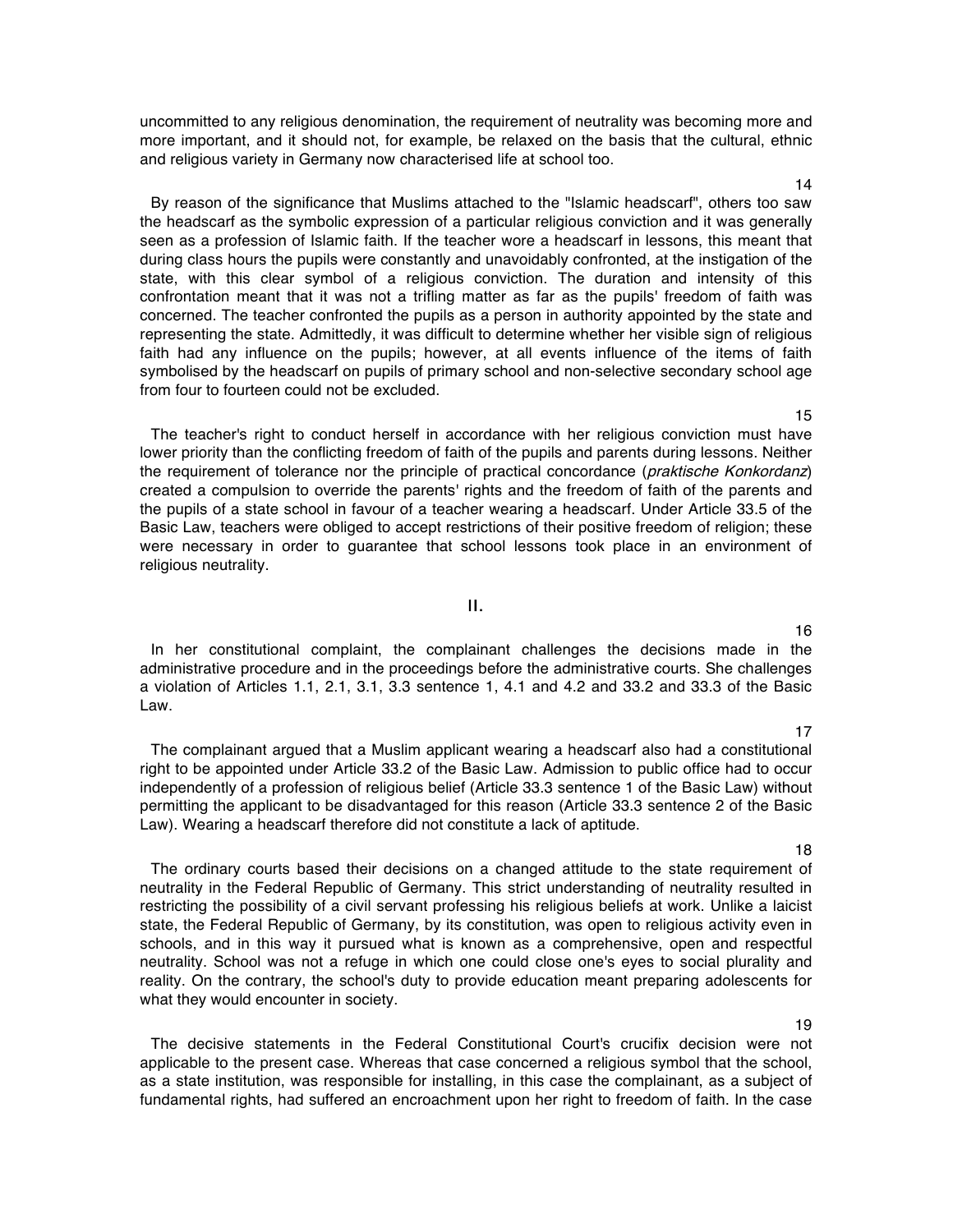uncommitted to any religious denomination, the requirement of neutrality was becoming more and more important, and it should not, for example, be relaxed on the basis that the cultural, ethnic and religious variety in Germany now characterised life at school too.

14

By reason of the significance that Muslims attached to the "Islamic headscarf", others too saw the headscarf as the symbolic expression of a particular religious conviction and it was generally seen as a profession of Islamic faith. If the teacher wore a headscarf in lessons, this meant that during class hours the pupils were constantly and unavoidably confronted, at the instigation of the state, with this clear symbol of a religious conviction. The duration and intensity of this confrontation meant that it was not a trifling matter as far as the pupils' freedom of faith was concerned. The teacher confronted the pupils as a person in authority appointed by the state and representing the state. Admittedly, it was difficult to determine whether her visible sign of religious faith had any influence on the pupils; however, at all events influence of the items of faith symbolised by the headscarf on pupils of primary school and non-selective secondary school age from four to fourteen could not be excluded.

15

The teacher's right to conduct herself in accordance with her religious conviction must have lower priority than the conflicting freedom of faith of the pupils and parents during lessons. Neither the requirement of tolerance nor the principle of practical concordance (*praktische Konkordanz*) created a compulsion to override the parents' rights and the freedom of faith of the parents and the pupils of a state school in favour of a teacher wearing a headscarf. Under Article 33.5 of the Basic Law, teachers were obliged to accept restrictions of their positive freedom of religion; these were necessary in order to guarantee that school lessons took place in an environment of religious neutrality.

## II.

16

In her constitutional complaint, the complainant challenges the decisions made in the administrative procedure and in the proceedings before the administrative courts. She challenges a violation of Articles 1.1, 2.1, 3.1, 3.3 sentence 1, 4.1 and 4.2 and 33.2 and 33.3 of the Basic Law.

17

The complainant argued that a Muslim applicant wearing a headscarf also had a constitutional right to be appointed under Article 33.2 of the Basic Law. Admission to public office had to occur independently of a profession of religious belief (Article 33.3 sentence 1 of the Basic Law) without permitting the applicant to be disadvantaged for this reason (Article 33.3 sentence 2 of the Basic Law). Wearing a headscarf therefore did not constitute a lack of aptitude.

18

The ordinary courts based their decisions on a changed attitude to the state requirement of neutrality in the Federal Republic of Germany. This strict understanding of neutrality resulted in restricting the possibility of a civil servant professing his religious beliefs at work. Unlike a laicist state, the Federal Republic of Germany, by its constitution, was open to religious activity even in schools, and in this way it pursued what is known as a comprehensive, open and respectful neutrality. School was not a refuge in which one could close one's eyes to social plurality and reality. On the contrary, the school's duty to provide education meant preparing adolescents for what they would encounter in society.

19

The decisive statements in the Federal Constitutional Court's crucifix decision were not applicable to the present case. Whereas that case concerned a religious symbol that the school, as a state institution, was responsible for installing, in this case the complainant, as a subject of fundamental rights, had suffered an encroachment upon her right to freedom of faith. In the case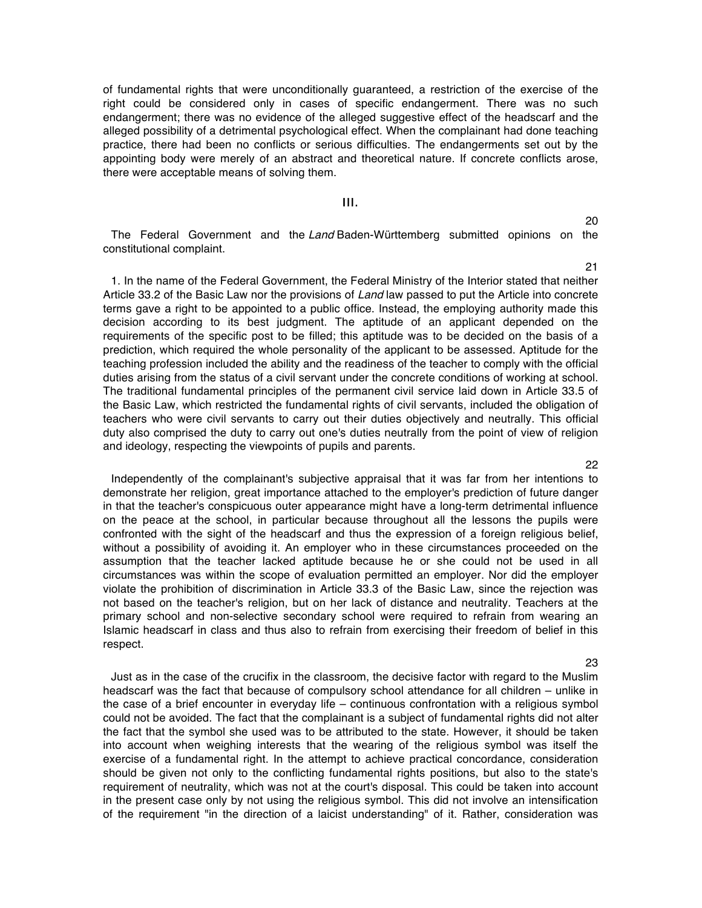of fundamental rights that were unconditionally guaranteed, a restriction of the exercise of the right could be considered only in cases of specific endangerment. There was no such endangerment; there was no evidence of the alleged suggestive effect of the headscarf and the alleged possibility of a detrimental psychological effect. When the complainant had done teaching practice, there had been no conflicts or serious difficulties. The endangerments set out by the appointing body were merely of an abstract and theoretical nature. If concrete conflicts arose, there were acceptable means of solving them.

### III.

20

The Federal Government and the *Land* Baden-Württemberg submitted opinions on the constitutional complaint.

21

1. In the name of the Federal Government, the Federal Ministry of the Interior stated that neither Article 33.2 of the Basic Law nor the provisions of *Land* law passed to put the Article into concrete terms gave a right to be appointed to a public office. Instead, the employing authority made this decision according to its best judgment. The aptitude of an applicant depended on the requirements of the specific post to be filled; this aptitude was to be decided on the basis of a prediction, which required the whole personality of the applicant to be assessed. Aptitude for the teaching profession included the ability and the readiness of the teacher to comply with the official duties arising from the status of a civil servant under the concrete conditions of working at school. The traditional fundamental principles of the permanent civil service laid down in Article 33.5 of the Basic Law, which restricted the fundamental rights of civil servants, included the obligation of teachers who were civil servants to carry out their duties objectively and neutrally. This official duty also comprised the duty to carry out one's duties neutrally from the point of view of religion and ideology, respecting the viewpoints of pupils and parents.

22

Independently of the complainant's subjective appraisal that it was far from her intentions to demonstrate her religion, great importance attached to the employer's prediction of future danger in that the teacher's conspicuous outer appearance might have a long-term detrimental influence on the peace at the school, in particular because throughout all the lessons the pupils were confronted with the sight of the headscarf and thus the expression of a foreign religious belief, without a possibility of avoiding it. An employer who in these circumstances proceeded on the assumption that the teacher lacked aptitude because he or she could not be used in all circumstances was within the scope of evaluation permitted an employer. Nor did the employer violate the prohibition of discrimination in Article 33.3 of the Basic Law, since the rejection was not based on the teacher's religion, but on her lack of distance and neutrality. Teachers at the primary school and non-selective secondary school were required to refrain from wearing an Islamic headscarf in class and thus also to refrain from exercising their freedom of belief in this respect.

23

Just as in the case of the crucifix in the classroom, the decisive factor with regard to the Muslim headscarf was the fact that because of compulsory school attendance for all children – unlike in the case of a brief encounter in everyday life – continuous confrontation with a religious symbol could not be avoided. The fact that the complainant is a subject of fundamental rights did not alter the fact that the symbol she used was to be attributed to the state. However, it should be taken into account when weighing interests that the wearing of the religious symbol was itself the exercise of a fundamental right. In the attempt to achieve practical concordance, consideration should be given not only to the conflicting fundamental rights positions, but also to the state's requirement of neutrality, which was not at the court's disposal. This could be taken into account in the present case only by not using the religious symbol. This did not involve an intensification of the requirement "in the direction of a laicist understanding" of it. Rather, consideration was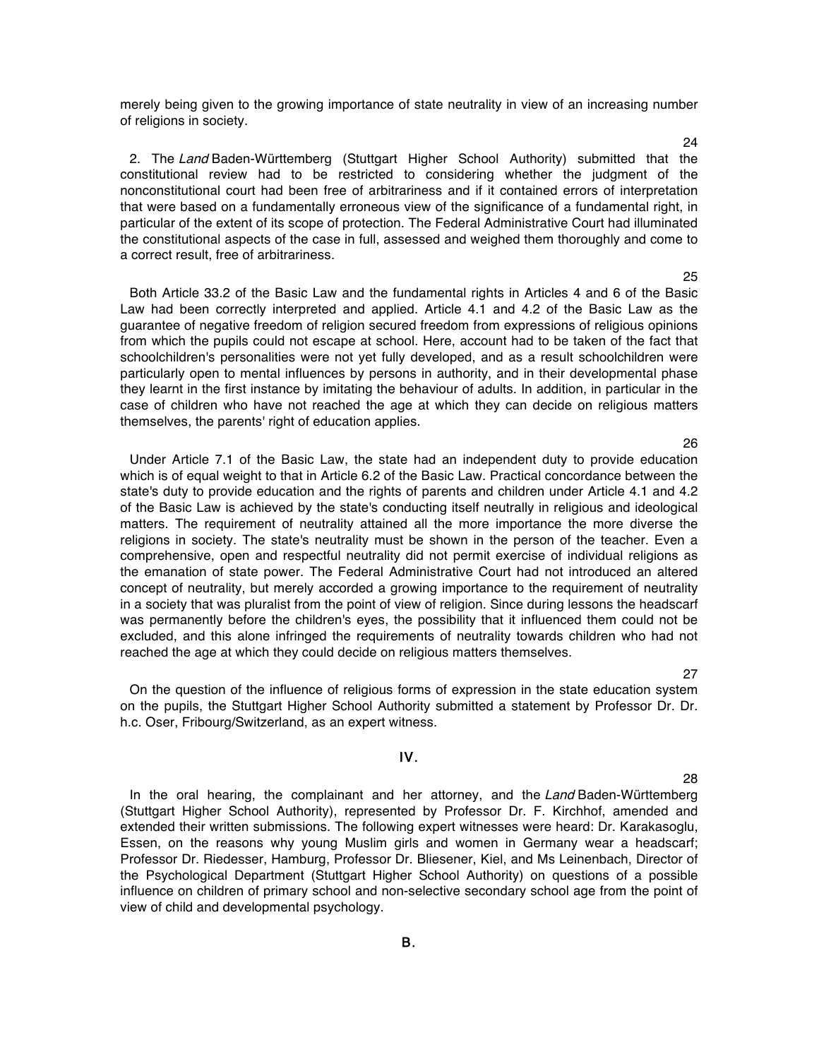merely being given to the growing importance of state neutrality in view of an increasing number of religions in society.

24

2. The *Land* Baden-Württemberg (Stuttgart Higher School Authority) submitted that the constitutional review had to be restricted to considering whether the judgment of the nonconstitutional court had been free of arbitrariness and if it contained errors of interpretation that were based on a fundamentally erroneous view of the significance of a fundamental right, in particular of the extent of its scope of protection. The Federal Administrative Court had illuminated the constitutional aspects of the case in full, assessed and weighed them thoroughly and come to a correct result, free of arbitrariness.

25

Both Article 33.2 of the Basic Law and the fundamental rights in Articles 4 and 6 of the Basic Law had been correctly interpreted and applied. Article 4.1 and 4.2 of the Basic Law as the guarantee of negative freedom of religion secured freedom from expressions of religious opinions from which the pupils could not escape at school. Here, account had to be taken of the fact that schoolchildren's personalities were not yet fully developed, and as a result schoolchildren were particularly open to mental influences by persons in authority, and in their developmental phase they learnt in the first instance by imitating the behaviour of adults. In addition, in particular in the case of children who have not reached the age at which they can decide on religious matters themselves, the parents' right of education applies.

26

Under Article 7.1 of the Basic Law, the state had an independent duty to provide education which is of equal weight to that in Article 6.2 of the Basic Law. Practical concordance between the state's duty to provide education and the rights of parents and children under Article 4.1 and 4.2 of the Basic Law is achieved by the state's conducting itself neutrally in religious and ideological matters. The requirement of neutrality attained all the more importance the more diverse the religions in society. The state's neutrality must be shown in the person of the teacher. Even a comprehensive, open and respectful neutrality did not permit exercise of individual religions as the emanation of state power. The Federal Administrative Court had not introduced an altered concept of neutrality, but merely accorded a growing importance to the requirement of neutrality in a society that was pluralist from the point of view of religion. Since during lessons the headscarf was permanently before the children's eyes, the possibility that it influenced them could not be excluded, and this alone infringed the requirements of neutrality towards children who had not reached the age at which they could decide on religious matters themselves.

27

On the question of the influence of religious forms of expression in the state education system on the pupils, the Stuttgart Higher School Authority submitted a statement by Professor Dr. Dr. h.c. Oser, Fribourg/Switzerland, as an expert witness.

## IV.

28

In the oral hearing, the complainant and her attorney, and the *Land* Baden-Württemberg (Stuttgart Higher School Authority), represented by Professor Dr. F. Kirchhof, amended and extended their written submissions. The following expert witnesses were heard: Dr. Karakasoglu, Essen, on the reasons why young Muslim girls and women in Germany wear a headscarf; Professor Dr. Riedesser, Hamburg, Professor Dr. Bliesener, Kiel, and Ms Leinenbach, Director of the Psychological Department (Stuttgart Higher School Authority) on questions of a possible influence on children of primary school and non-selective secondary school age from the point of view of child and developmental psychology.

## B.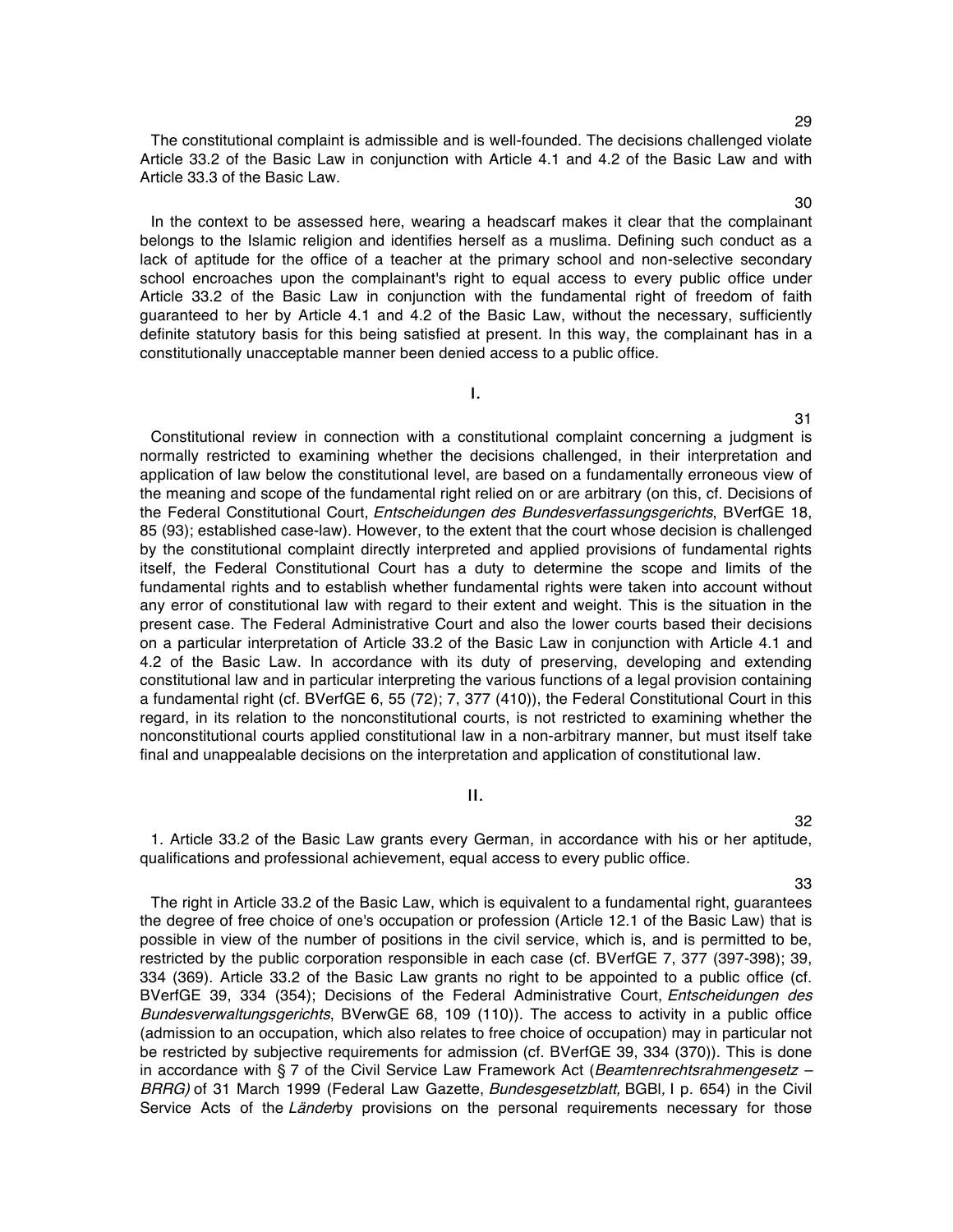29

The constitutional complaint is admissible and is well-founded. The decisions challenged violate Article 33.2 of the Basic Law in conjunction with Article 4.1 and 4.2 of the Basic Law and with Article 33.3 of the Basic Law.

30

In the context to be assessed here, wearing a headscarf makes it clear that the complainant belongs to the Islamic religion and identifies herself as a muslima. Defining such conduct as a lack of aptitude for the office of a teacher at the primary school and non-selective secondary school encroaches upon the complainant's right to equal access to every public office under Article 33.2 of the Basic Law in conjunction with the fundamental right of freedom of faith guaranteed to her by Article 4.1 and 4.2 of the Basic Law, without the necessary, sufficiently definite statutory basis for this being satisfied at present. In this way, the complainant has in a constitutionally unacceptable manner been denied access to a public office.

## I.

31

Constitutional review in connection with a constitutional complaint concerning a judgment is normally restricted to examining whether the decisions challenged, in their interpretation and application of law below the constitutional level, are based on a fundamentally erroneous view of the meaning and scope of the fundamental right relied on or are arbitrary (on this, cf. Decisions of the Federal Constitutional Court, *Entscheidungen des Bundesverfassungsgerichts*, BVerfGE 18, 85 (93); established case-law). However, to the extent that the court whose decision is challenged by the constitutional complaint directly interpreted and applied provisions of fundamental rights itself, the Federal Constitutional Court has a duty to determine the scope and limits of the fundamental rights and to establish whether fundamental rights were taken into account without any error of constitutional law with regard to their extent and weight. This is the situation in the present case. The Federal Administrative Court and also the lower courts based their decisions on a particular interpretation of Article 33.2 of the Basic Law in conjunction with Article 4.1 and 4.2 of the Basic Law. In accordance with its duty of preserving, developing and extending constitutional law and in particular interpreting the various functions of a legal provision containing a fundamental right (cf. BVerfGE 6, 55 (72); 7, 377 (410)), the Federal Constitutional Court in this regard, in its relation to the nonconstitutional courts, is not restricted to examining whether the nonconstitutional courts applied constitutional law in a non-arbitrary manner, but must itself take final and unappealable decisions on the interpretation and application of constitutional law.

## II.

32

1. Article 33.2 of the Basic Law grants every German, in accordance with his or her aptitude, qualifications and professional achievement, equal access to every public office.

33

The right in Article 33.2 of the Basic Law, which is equivalent to a fundamental right, guarantees the degree of free choice of one's occupation or profession (Article 12.1 of the Basic Law) that is possible in view of the number of positions in the civil service, which is, and is permitted to be, restricted by the public corporation responsible in each case (cf. BVerfGE 7, 377 (397-398); 39, 334 (369). Article 33.2 of the Basic Law grants no right to be appointed to a public office (cf. BVerfGE 39, 334 (354); Decisions of the Federal Administrative Court, *Entscheidungen des Bundesverwaltungsgerichts*, BVerwGE 68, 109 (110)). The access to activity in a public office (admission to an occupation, which also relates to free choice of occupation) may in particular not be restricted by subjective requirements for admission (cf. BVerfGE 39, 334 (370)). This is done in accordance with § 7 of the Civil Service Law Framework Act (*Beamtenrechtsrahmengesetz – BRRG)* of 31 March 1999 (Federal Law Gazette, *Bundesgesetzblatt,* BGBl, I p. 654) in the Civil Service Acts of the *Länder*by provisions on the personal requirements necessary for those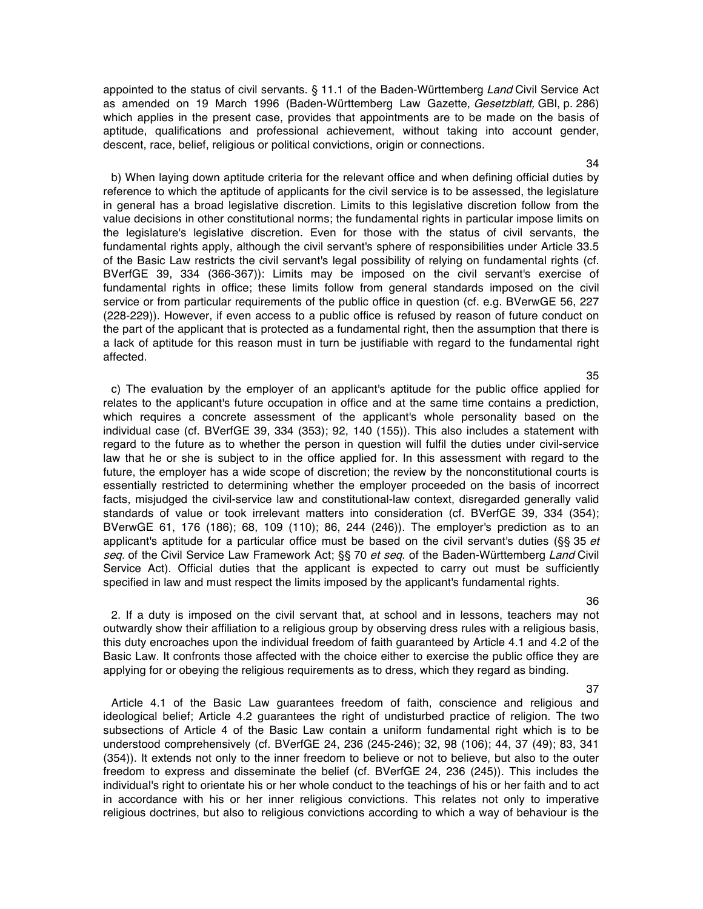appointed to the status of civil servants. § 11.1 of the Baden-Württemberg *Land* Civil Service Act as amended on 19 March 1996 (Baden-Württemberg Law Gazette, *Gesetzblatt,* GBl, p. 286) which applies in the present case, provides that appointments are to be made on the basis of aptitude, qualifications and professional achievement, without taking into account gender, descent, race, belief, religious or political convictions, origin or connections.

34

b) When laying down aptitude criteria for the relevant office and when defining official duties by reference to which the aptitude of applicants for the civil service is to be assessed, the legislature in general has a broad legislative discretion. Limits to this legislative discretion follow from the value decisions in other constitutional norms; the fundamental rights in particular impose limits on the legislature's legislative discretion. Even for those with the status of civil servants, the fundamental rights apply, although the civil servant's sphere of responsibilities under Article 33.5 of the Basic Law restricts the civil servant's legal possibility of relying on fundamental rights (cf. BVerfGE 39, 334 (366-367)): Limits may be imposed on the civil servant's exercise of fundamental rights in office; these limits follow from general standards imposed on the civil service or from particular requirements of the public office in question (cf. e.g. BVerwGE 56, 227 (228-229)). However, if even access to a public office is refused by reason of future conduct on the part of the applicant that is protected as a fundamental right, then the assumption that there is a lack of aptitude for this reason must in turn be justifiable with regard to the fundamental right affected.

35

c) The evaluation by the employer of an applicant's aptitude for the public office applied for relates to the applicant's future occupation in office and at the same time contains a prediction, which requires a concrete assessment of the applicant's whole personality based on the individual case (cf. BVerfGE 39, 334 (353); 92, 140 (155)). This also includes a statement with regard to the future as to whether the person in question will fulfil the duties under civil-service law that he or she is subject to in the office applied for. In this assessment with regard to the future, the employer has a wide scope of discretion; the review by the nonconstitutional courts is essentially restricted to determining whether the employer proceeded on the basis of incorrect facts, misjudged the civil-service law and constitutional-law context, disregarded generally valid standards of value or took irrelevant matters into consideration (cf. BVerfGE 39, 334 (354); BVerwGE 61, 176 (186); 68, 109 (110); 86, 244 (246)). The employer's prediction as to an applicant's aptitude for a particular office must be based on the civil servant's duties (§§ 35 *et seq.* of the Civil Service Law Framework Act; §§ 70 *et seq.* of the Baden-Württemberg *Land* Civil Service Act). Official duties that the applicant is expected to carry out must be sufficiently specified in law and must respect the limits imposed by the applicant's fundamental rights.

36

2. If a duty is imposed on the civil servant that, at school and in lessons, teachers may not outwardly show their affiliation to a religious group by observing dress rules with a religious basis, this duty encroaches upon the individual freedom of faith guaranteed by Article 4.1 and 4.2 of the Basic Law. It confronts those affected with the choice either to exercise the public office they are applying for or obeying the religious requirements as to dress, which they regard as binding.

37

Article 4.1 of the Basic Law guarantees freedom of faith, conscience and religious and ideological belief; Article 4.2 guarantees the right of undisturbed practice of religion. The two subsections of Article 4 of the Basic Law contain a uniform fundamental right which is to be understood comprehensively (cf. BVerfGE 24, 236 (245-246); 32, 98 (106); 44, 37 (49); 83, 341 (354)). It extends not only to the inner freedom to believe or not to believe, but also to the outer freedom to express and disseminate the belief (cf. BVerfGE 24, 236 (245)). This includes the individual's right to orientate his or her whole conduct to the teachings of his or her faith and to act in accordance with his or her inner religious convictions. This relates not only to imperative religious doctrines, but also to religious convictions according to which a way of behaviour is the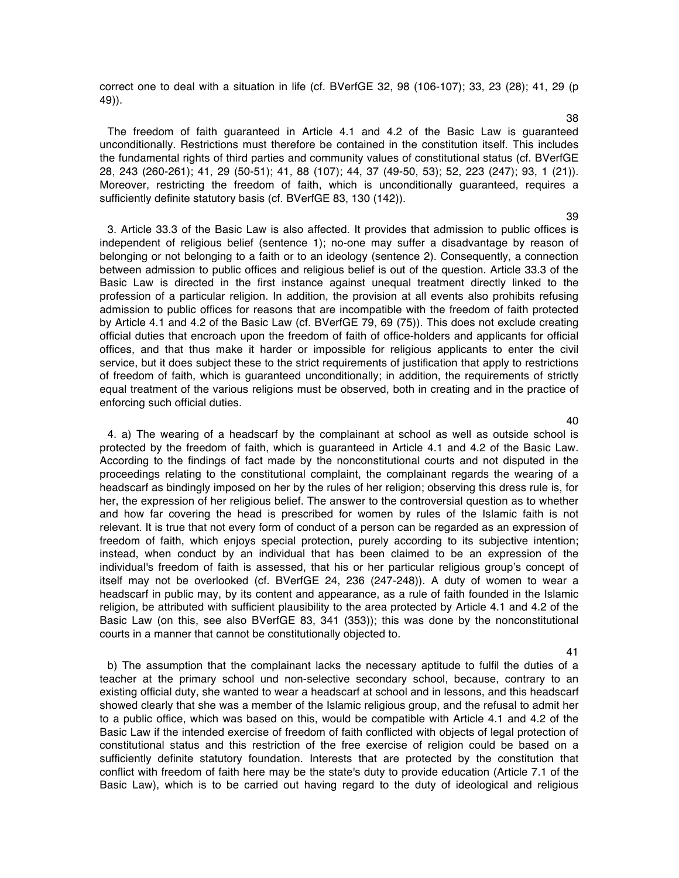correct one to deal with a situation in life (cf. BVerfGE 32, 98 (106-107); 33, 23 (28); 41, 29 (p 49)).

38

The freedom of faith guaranteed in Article 4.1 and 4.2 of the Basic Law is guaranteed unconditionally. Restrictions must therefore be contained in the constitution itself. This includes the fundamental rights of third parties and community values of constitutional status (cf. BVerfGE 28, 243 (260-261); 41, 29 (50-51); 41, 88 (107); 44, 37 (49-50, 53); 52, 223 (247); 93, 1 (21)). Moreover, restricting the freedom of faith, which is unconditionally guaranteed, requires a sufficiently definite statutory basis (cf. BVerfGE 83, 130 (142)).

39

3. Article 33.3 of the Basic Law is also affected. It provides that admission to public offices is independent of religious belief (sentence 1); no-one may suffer a disadvantage by reason of belonging or not belonging to a faith or to an ideology (sentence 2). Consequently, a connection between admission to public offices and religious belief is out of the question. Article 33.3 of the Basic Law is directed in the first instance against unequal treatment directly linked to the profession of a particular religion. In addition, the provision at all events also prohibits refusing admission to public offices for reasons that are incompatible with the freedom of faith protected by Article 4.1 and 4.2 of the Basic Law (cf. BVerfGE 79, 69 (75)). This does not exclude creating official duties that encroach upon the freedom of faith of office-holders and applicants for official offices, and that thus make it harder or impossible for religious applicants to enter the civil service, but it does subject these to the strict requirements of justification that apply to restrictions of freedom of faith, which is guaranteed unconditionally; in addition, the requirements of strictly equal treatment of the various religions must be observed, both in creating and in the practice of enforcing such official duties.

40

4. a) The wearing of a headscarf by the complainant at school as well as outside school is protected by the freedom of faith, which is guaranteed in Article 4.1 and 4.2 of the Basic Law. According to the findings of fact made by the nonconstitutional courts and not disputed in the proceedings relating to the constitutional complaint, the complainant regards the wearing of a headscarf as bindingly imposed on her by the rules of her religion; observing this dress rule is, for her, the expression of her religious belief. The answer to the controversial question as to whether and how far covering the head is prescribed for women by rules of the Islamic faith is not relevant. It is true that not every form of conduct of a person can be regarded as an expression of freedom of faith, which enjoys special protection, purely according to its subjective intention; instead, when conduct by an individual that has been claimed to be an expression of the individual's freedom of faith is assessed, that his or her particular religious group's concept of itself may not be overlooked (cf. BVerfGE 24, 236 (247-248)). A duty of women to wear a headscarf in public may, by its content and appearance, as a rule of faith founded in the Islamic religion, be attributed with sufficient plausibility to the area protected by Article 4.1 and 4.2 of the Basic Law (on this, see also BVerfGE 83, 341 (353)); this was done by the nonconstitutional courts in a manner that cannot be constitutionally objected to.

41

b) The assumption that the complainant lacks the necessary aptitude to fulfil the duties of a teacher at the primary school und non-selective secondary school, because, contrary to an existing official duty, she wanted to wear a headscarf at school and in lessons, and this headscarf showed clearly that she was a member of the Islamic religious group, and the refusal to admit her to a public office, which was based on this, would be compatible with Article 4.1 and 4.2 of the Basic Law if the intended exercise of freedom of faith conflicted with objects of legal protection of constitutional status and this restriction of the free exercise of religion could be based on a sufficiently definite statutory foundation. Interests that are protected by the constitution that conflict with freedom of faith here may be the state's duty to provide education (Article 7.1 of the Basic Law), which is to be carried out having regard to the duty of ideological and religious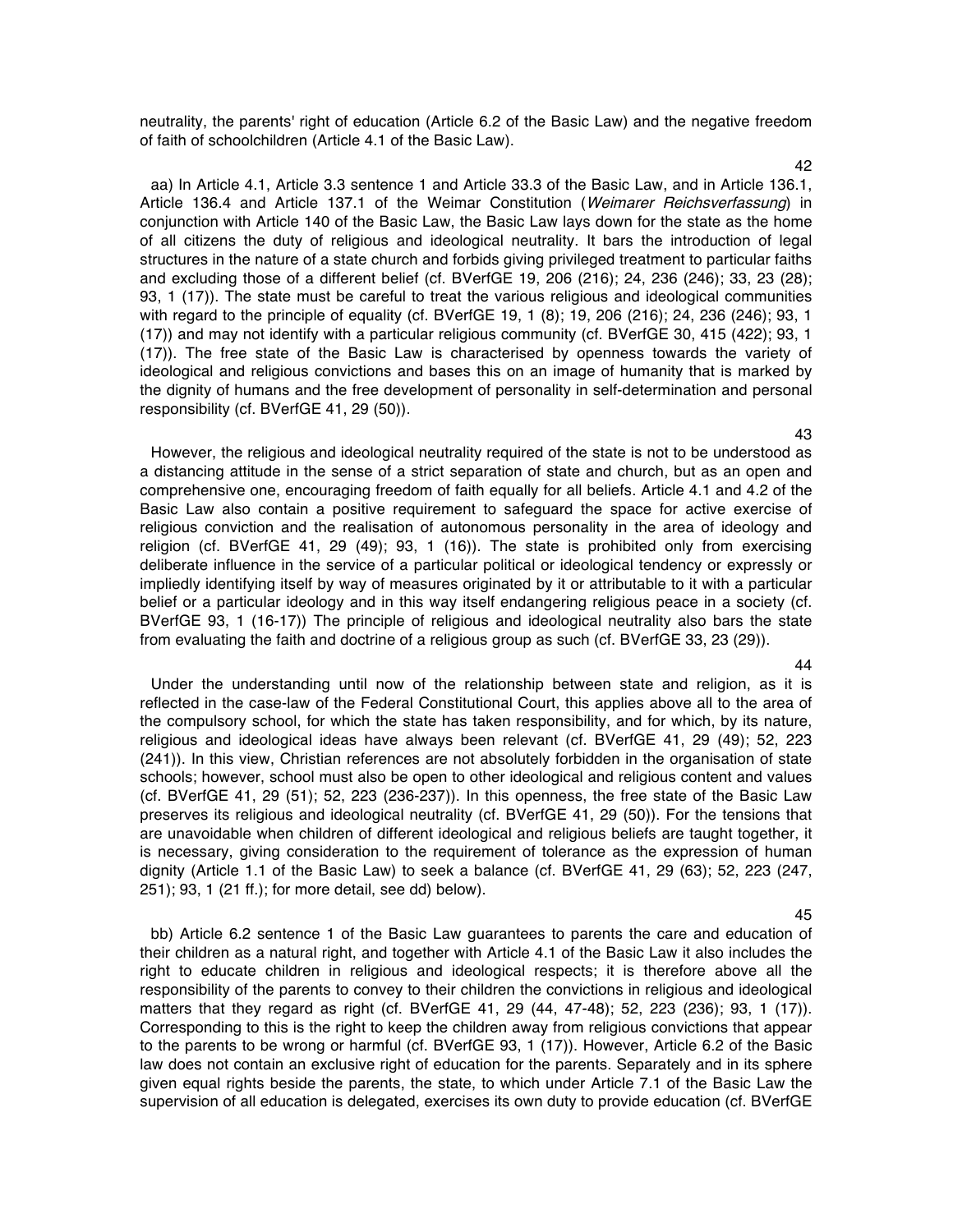neutrality, the parents' right of education (Article 6.2 of the Basic Law) and the negative freedom of faith of schoolchildren (Article 4.1 of the Basic Law).

42

aa) In Article 4.1, Article 3.3 sentence 1 and Article 33.3 of the Basic Law, and in Article 136.1, Article 136.4 and Article 137.1 of the Weimar Constitution (*Weimarer Reichsverfassung*) in conjunction with Article 140 of the Basic Law, the Basic Law lays down for the state as the home of all citizens the duty of religious and ideological neutrality. It bars the introduction of legal structures in the nature of a state church and forbids giving privileged treatment to particular faiths and excluding those of a different belief (cf. BVerfGE 19, 206 (216); 24, 236 (246); 33, 23 (28); 93, 1 (17)). The state must be careful to treat the various religious and ideological communities with regard to the principle of equality (cf. BVerfGE 19, 1 (8); 19, 206 (216); 24, 236 (246); 93, 1 (17)) and may not identify with a particular religious community (cf. BVerfGE 30, 415 (422); 93, 1 (17)). The free state of the Basic Law is characterised by openness towards the variety of ideological and religious convictions and bases this on an image of humanity that is marked by the dignity of humans and the free development of personality in self-determination and personal responsibility (cf. BVerfGE 41, 29 (50)).

43

However, the religious and ideological neutrality required of the state is not to be understood as a distancing attitude in the sense of a strict separation of state and church, but as an open and comprehensive one, encouraging freedom of faith equally for all beliefs. Article 4.1 and 4.2 of the Basic Law also contain a positive requirement to safeguard the space for active exercise of religious conviction and the realisation of autonomous personality in the area of ideology and religion (cf. BVerfGE 41, 29 (49); 93, 1 (16)). The state is prohibited only from exercising deliberate influence in the service of a particular political or ideological tendency or expressly or impliedly identifying itself by way of measures originated by it or attributable to it with a particular belief or a particular ideology and in this way itself endangering religious peace in a society (cf. BVerfGE 93, 1 (16-17)) The principle of religious and ideological neutrality also bars the state from evaluating the faith and doctrine of a religious group as such (cf. BVerfGE 33, 23 (29)).

44

Under the understanding until now of the relationship between state and religion, as it is reflected in the case-law of the Federal Constitutional Court, this applies above all to the area of the compulsory school, for which the state has taken responsibility, and for which, by its nature, religious and ideological ideas have always been relevant (cf. BVerfGE 41, 29 (49); 52, 223 (241)). In this view, Christian references are not absolutely forbidden in the organisation of state schools; however, school must also be open to other ideological and religious content and values (cf. BVerfGE 41, 29 (51); 52, 223 (236-237)). In this openness, the free state of the Basic Law preserves its religious and ideological neutrality (cf. BVerfGE 41, 29 (50)). For the tensions that are unavoidable when children of different ideological and religious beliefs are taught together, it is necessary, giving consideration to the requirement of tolerance as the expression of human dignity (Article 1.1 of the Basic Law) to seek a balance (cf. BVerfGE 41, 29 (63); 52, 223 (247, 251); 93, 1 (21 ff.); for more detail, see dd) below).

45

bb) Article 6.2 sentence 1 of the Basic Law guarantees to parents the care and education of their children as a natural right, and together with Article 4.1 of the Basic Law it also includes the right to educate children in religious and ideological respects; it is therefore above all the responsibility of the parents to convey to their children the convictions in religious and ideological matters that they regard as right (cf. BVerfGE 41, 29 (44, 47-48); 52, 223 (236); 93, 1 (17)). Corresponding to this is the right to keep the children away from religious convictions that appear to the parents to be wrong or harmful (cf. BVerfGE 93, 1 (17)). However, Article 6.2 of the Basic law does not contain an exclusive right of education for the parents. Separately and in its sphere given equal rights beside the parents, the state, to which under Article 7.1 of the Basic Law the supervision of all education is delegated, exercises its own duty to provide education (cf. BVerfGE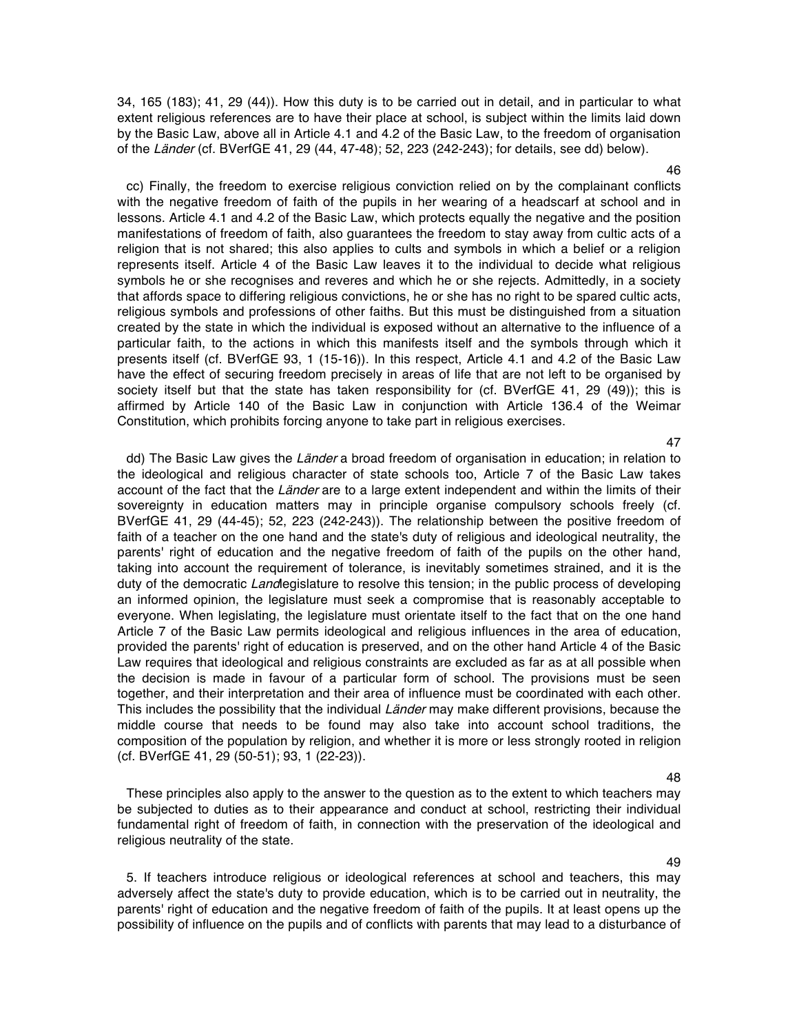34, 165 (183); 41, 29 (44)). How this duty is to be carried out in detail, and in particular to what extent religious references are to have their place at school, is subject within the limits laid down by the Basic Law, above all in Article 4.1 and 4.2 of the Basic Law, to the freedom of organisation of the *Länder* (cf. BVerfGE 41, 29 (44, 47-48); 52, 223 (242-243); for details, see dd) below).

46

cc) Finally, the freedom to exercise religious conviction relied on by the complainant conflicts with the negative freedom of faith of the pupils in her wearing of a headscarf at school and in lessons. Article 4.1 and 4.2 of the Basic Law, which protects equally the negative and the position manifestations of freedom of faith, also guarantees the freedom to stay away from cultic acts of a religion that is not shared; this also applies to cults and symbols in which a belief or a religion represents itself. Article 4 of the Basic Law leaves it to the individual to decide what religious symbols he or she recognises and reveres and which he or she rejects. Admittedly, in a society that affords space to differing religious convictions, he or she has no right to be spared cultic acts, religious symbols and professions of other faiths. But this must be distinguished from a situation created by the state in which the individual is exposed without an alternative to the influence of a particular faith, to the actions in which this manifests itself and the symbols through which it presents itself (cf. BVerfGE 93, 1 (15-16)). In this respect, Article 4.1 and 4.2 of the Basic Law have the effect of securing freedom precisely in areas of life that are not left to be organised by society itself but that the state has taken responsibility for (cf. BVerfGE 41, 29 (49)); this is affirmed by Article 140 of the Basic Law in conjunction with Article 136.4 of the Weimar Constitution, which prohibits forcing anyone to take part in religious exercises.

47

dd) The Basic Law gives the *Länder* a broad freedom of organisation in education; in relation to the ideological and religious character of state schools too, Article 7 of the Basic Law takes account of the fact that the *Länder* are to a large extent independent and within the limits of their sovereignty in education matters may in principle organise compulsory schools freely (cf. BVerfGE 41, 29 (44-45); 52, 223 (242-243)). The relationship between the positive freedom of faith of a teacher on the one hand and the state's duty of religious and ideological neutrality, the parents' right of education and the negative freedom of faith of the pupils on the other hand, taking into account the requirement of tolerance, is inevitably sometimes strained, and it is the duty of the democratic *Land*legislature to resolve this tension; in the public process of developing an informed opinion, the legislature must seek a compromise that is reasonably acceptable to everyone. When legislating, the legislature must orientate itself to the fact that on the one hand Article 7 of the Basic Law permits ideological and religious influences in the area of education, provided the parents' right of education is preserved, and on the other hand Article 4 of the Basic Law requires that ideological and religious constraints are excluded as far as at all possible when the decision is made in favour of a particular form of school. The provisions must be seen together, and their interpretation and their area of influence must be coordinated with each other. This includes the possibility that the individual *Länder* may make different provisions, because the middle course that needs to be found may also take into account school traditions, the composition of the population by religion, and whether it is more or less strongly rooted in religion (cf. BVerfGE 41, 29 (50-51); 93, 1 (22-23)).

48

These principles also apply to the answer to the question as to the extent to which teachers may be subjected to duties as to their appearance and conduct at school, restricting their individual fundamental right of freedom of faith, in connection with the preservation of the ideological and religious neutrality of the state.

49

5. If teachers introduce religious or ideological references at school and teachers, this may adversely affect the state's duty to provide education, which is to be carried out in neutrality, the parents' right of education and the negative freedom of faith of the pupils. It at least opens up the possibility of influence on the pupils and of conflicts with parents that may lead to a disturbance of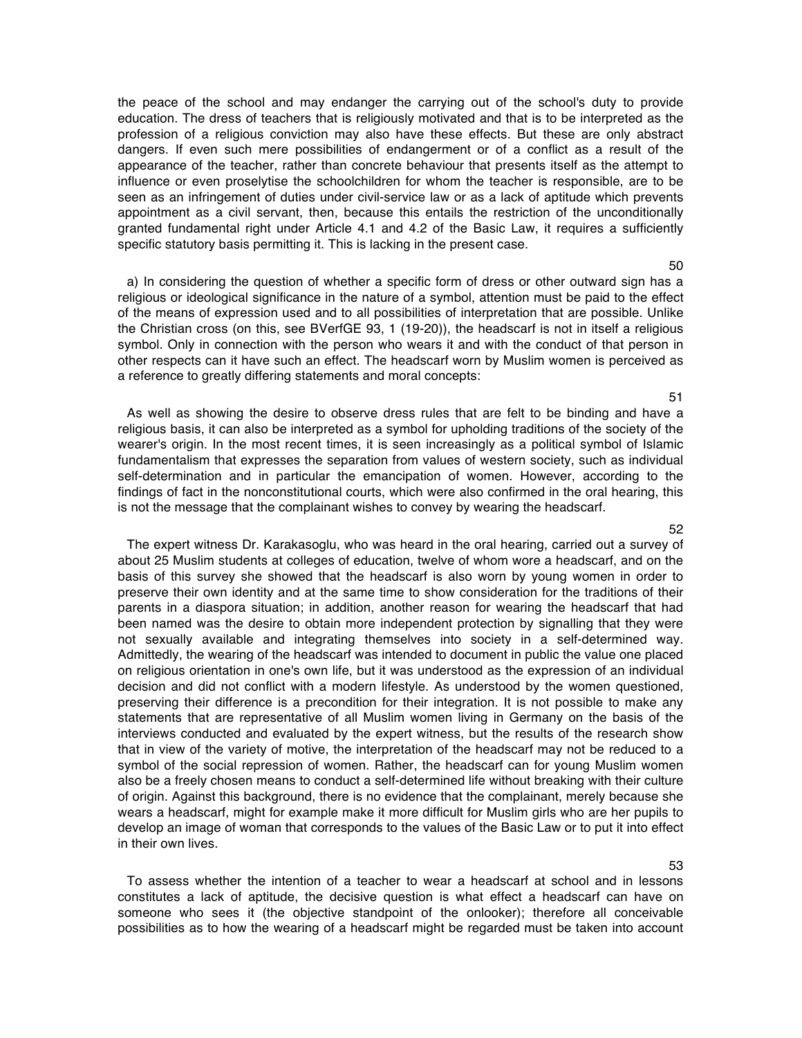the peace of the school and may endanger the carrying out of the school's duty to provide education. The dress of teachers that is religiously motivated and that is to be interpreted as the profession of a religious conviction may also have these effects. But these are only abstract dangers. If even such mere possibilities of endangerment or of a conflict as a result of the appearance of the teacher, rather than concrete behaviour that presents itself as the attempt to influence or even proselytise the schoolchildren for whom the teacher is responsible, are to be seen as an infringement of duties under civil-service law or as a lack of aptitude which prevents appointment as a civil servant, then, because this entails the restriction of the unconditionally granted fundamental right under Article 4.1 and 4.2 of the Basic Law, it requires a sufficiently specific statutory basis permitting it. This is lacking in the present case.

50

a) In considering the question of whether a specific form of dress or other outward sign has a religious or ideological significance in the nature of a symbol, attention must be paid to the effect of the means of expression used and to all possibilities of interpretation that are possible. Unlike the Christian cross (on this, see BVerfGE 93, 1 (19-20)), the headscarf is not in itself a religious symbol. Only in connection with the person who wears it and with the conduct of that person in other respects can it have such an effect. The headscarf worn by Muslim women is perceived as a reference to greatly differing statements and moral concepts:

51

As well as showing the desire to observe dress rules that are felt to be binding and have a religious basis, it can also be interpreted as a symbol for upholding traditions of the society of the wearer's origin. In the most recent times, it is seen increasingly as a political symbol of Islamic fundamentalism that expresses the separation from values of western society, such as individual self-determination and in particular the emancipation of women. However, according to the findings of fact in the nonconstitutional courts, which were also confirmed in the oral hearing, this is not the message that the complainant wishes to convey by wearing the headscarf.

52

The expert witness Dr. Karakasoglu, who was heard in the oral hearing, carried out a survey of about 25 Muslim students at colleges of education, twelve of whom wore a headscarf, and on the basis of this survey she showed that the headscarf is also worn by young women in order to preserve their own identity and at the same time to show consideration for the traditions of their parents in a diaspora situation; in addition, another reason for wearing the headscarf that had been named was the desire to obtain more independent protection by signalling that they were not sexually available and integrating themselves into society in a self-determined way. Admittedly, the wearing of the headscarf was intended to document in public the value one placed on religious orientation in one's own life, but it was understood as the expression of an individual decision and did not conflict with a modern lifestyle. As understood by the women questioned, preserving their difference is a precondition for their integration. It is not possible to make any statements that are representative of all Muslim women living in Germany on the basis of the interviews conducted and evaluated by the expert witness, but the results of the research show that in view of the variety of motive, the interpretation of the headscarf may not be reduced to a symbol of the social repression of women. Rather, the headscarf can for young Muslim women also be a freely chosen means to conduct a self-determined life without breaking with their culture of origin. Against this background, there is no evidence that the complainant, merely because she wears a headscarf, might for example make it more difficult for Muslim girls who are her pupils to develop an image of woman that corresponds to the values of the Basic Law or to put it into effect in their own lives.

53

To assess whether the intention of a teacher to wear a headscarf at school and in lessons constitutes a lack of aptitude, the decisive question is what effect a headscarf can have on someone who sees it (the objective standpoint of the onlooker); therefore all conceivable possibilities as to how the wearing of a headscarf might be regarded must be taken into account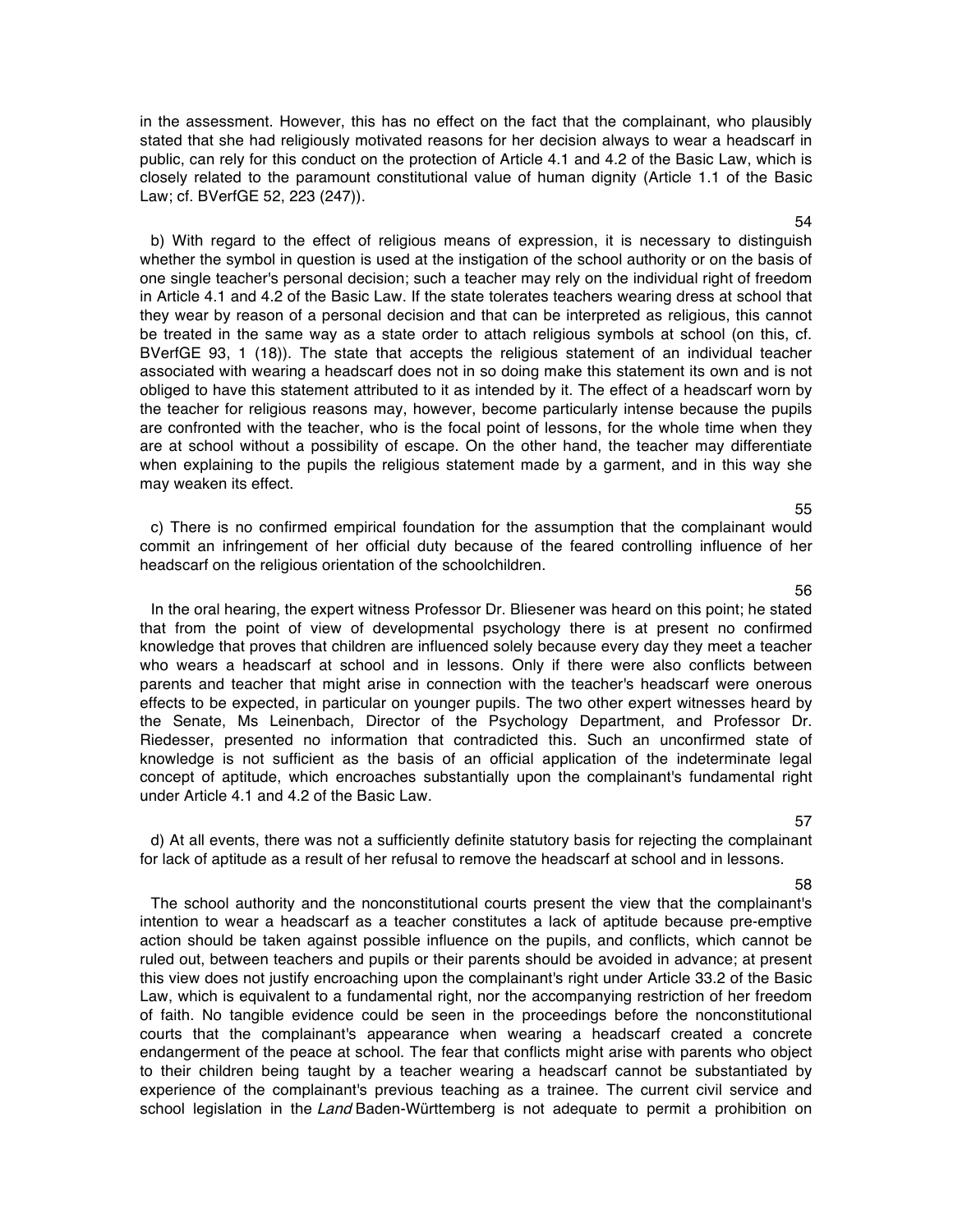in the assessment. However, this has no effect on the fact that the complainant, who plausibly stated that she had religiously motivated reasons for her decision always to wear a headscarf in public, can rely for this conduct on the protection of Article 4.1 and 4.2 of the Basic Law, which is closely related to the paramount constitutional value of human dignity (Article 1.1 of the Basic Law; cf. BVerfGE 52, 223 (247)).

54

b) With regard to the effect of religious means of expression, it is necessary to distinguish whether the symbol in question is used at the instigation of the school authority or on the basis of one single teacher's personal decision; such a teacher may rely on the individual right of freedom in Article 4.1 and 4.2 of the Basic Law. If the state tolerates teachers wearing dress at school that they wear by reason of a personal decision and that can be interpreted as religious, this cannot be treated in the same way as a state order to attach religious symbols at school (on this, cf. BVerfGE 93, 1 (18)). The state that accepts the religious statement of an individual teacher associated with wearing a headscarf does not in so doing make this statement its own and is not obliged to have this statement attributed to it as intended by it. The effect of a headscarf worn by the teacher for religious reasons may, however, become particularly intense because the pupils are confronted with the teacher, who is the focal point of lessons, for the whole time when they are at school without a possibility of escape. On the other hand, the teacher may differentiate when explaining to the pupils the religious statement made by a garment, and in this way she may weaken its effect.

55

c) There is no confirmed empirical foundation for the assumption that the complainant would commit an infringement of her official duty because of the feared controlling influence of her headscarf on the religious orientation of the schoolchildren.

56

In the oral hearing, the expert witness Professor Dr. Bliesener was heard on this point; he stated that from the point of view of developmental psychology there is at present no confirmed knowledge that proves that children are influenced solely because every day they meet a teacher who wears a headscarf at school and in lessons. Only if there were also conflicts between parents and teacher that might arise in connection with the teacher's headscarf were onerous effects to be expected, in particular on younger pupils. The two other expert witnesses heard by the Senate, Ms Leinenbach, Director of the Psychology Department, and Professor Dr. Riedesser, presented no information that contradicted this. Such an unconfirmed state of knowledge is not sufficient as the basis of an official application of the indeterminate legal concept of aptitude, which encroaches substantially upon the complainant's fundamental right under Article 4.1 and 4.2 of the Basic Law.

57

d) At all events, there was not a sufficiently definite statutory basis for rejecting the complainant for lack of aptitude as a result of her refusal to remove the headscarf at school and in lessons.

58

The school authority and the nonconstitutional courts present the view that the complainant's intention to wear a headscarf as a teacher constitutes a lack of aptitude because pre-emptive action should be taken against possible influence on the pupils, and conflicts, which cannot be ruled out, between teachers and pupils or their parents should be avoided in advance; at present this view does not justify encroaching upon the complainant's right under Article 33.2 of the Basic Law, which is equivalent to a fundamental right, nor the accompanying restriction of her freedom of faith. No tangible evidence could be seen in the proceedings before the nonconstitutional courts that the complainant's appearance when wearing a headscarf created a concrete endangerment of the peace at school. The fear that conflicts might arise with parents who object to their children being taught by a teacher wearing a headscarf cannot be substantiated by experience of the complainant's previous teaching as a trainee. The current civil service and school legislation in the *Land* Baden-Württemberg is not adequate to permit a prohibition on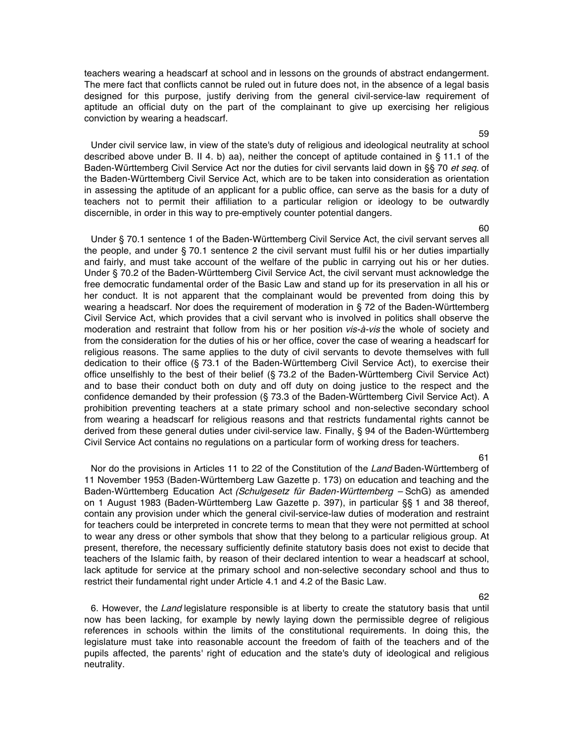teachers wearing a headscarf at school and in lessons on the grounds of abstract endangerment. The mere fact that conflicts cannot be ruled out in future does not, in the absence of a legal basis designed for this purpose, justify deriving from the general civil-service-law requirement of aptitude an official duty on the part of the complainant to give up exercising her religious conviction by wearing a headscarf.

59

Under civil service law, in view of the state's duty of religious and ideological neutrality at school described above under B. II 4. b) aa), neither the concept of aptitude contained in § 11.1 of the Baden-Württemberg Civil Service Act nor the duties for civil servants laid down in §§ 70 *et seq.* of the Baden-Württemberg Civil Service Act, which are to be taken into consideration as orientation in assessing the aptitude of an applicant for a public office, can serve as the basis for a duty of teachers not to permit their affiliation to a particular religion or ideology to be outwardly discernible, in order in this way to pre-emptively counter potential dangers.

60

Under § 70.1 sentence 1 of the Baden-Württemberg Civil Service Act, the civil servant serves all the people, and under § 70.1 sentence 2 the civil servant must fulfil his or her duties impartially and fairly, and must take account of the welfare of the public in carrying out his or her duties. Under § 70.2 of the Baden-Württemberg Civil Service Act, the civil servant must acknowledge the free democratic fundamental order of the Basic Law and stand up for its preservation in all his or her conduct. It is not apparent that the complainant would be prevented from doing this by wearing a headscarf. Nor does the requirement of moderation in § 72 of the Baden-Württemberg Civil Service Act, which provides that a civil servant who is involved in politics shall observe the moderation and restraint that follow from his or her position *vis-à-vis* the whole of society and from the consideration for the duties of his or her office, cover the case of wearing a headscarf for religious reasons. The same applies to the duty of civil servants to devote themselves with full dedication to their office (§ 73.1 of the Baden-Württemberg Civil Service Act), to exercise their office unselfishly to the best of their belief (§ 73.2 of the Baden-Württemberg Civil Service Act) and to base their conduct both on duty and off duty on doing justice to the respect and the confidence demanded by their profession (§ 73.3 of the Baden-Württemberg Civil Service Act). A prohibition preventing teachers at a state primary school and non-selective secondary school from wearing a headscarf for religious reasons and that restricts fundamental rights cannot be derived from these general duties under civil-service law. Finally, § 94 of the Baden-Württemberg Civil Service Act contains no regulations on a particular form of working dress for teachers.

61

Nor do the provisions in Articles 11 to 22 of the Constitution of the *Land* Baden-Württemberg of 11 November 1953 (Baden-Württemberg Law Gazette p. 173) on education and teaching and the Baden-Württemberg Education Act *(Schulgesetz für Baden-Württemberg* – SchG) as amended on 1 August 1983 (Baden-Württemberg Law Gazette p. 397), in particular §§ 1 and 38 thereof, contain any provision under which the general civil-service-law duties of moderation and restraint for teachers could be interpreted in concrete terms to mean that they were not permitted at school to wear any dress or other symbols that show that they belong to a particular religious group. At present, therefore, the necessary sufficiently definite statutory basis does not exist to decide that teachers of the Islamic faith, by reason of their declared intention to wear a headscarf at school, lack aptitude for service at the primary school and non-selective secondary school and thus to restrict their fundamental right under Article 4.1 and 4.2 of the Basic Law.

62

6. However, the *Land* legislature responsible is at liberty to create the statutory basis that until now has been lacking, for example by newly laying down the permissible degree of religious references in schools within the limits of the constitutional requirements. In doing this, the legislature must take into reasonable account the freedom of faith of the teachers and of the pupils affected, the parents' right of education and the state's duty of ideological and religious neutrality.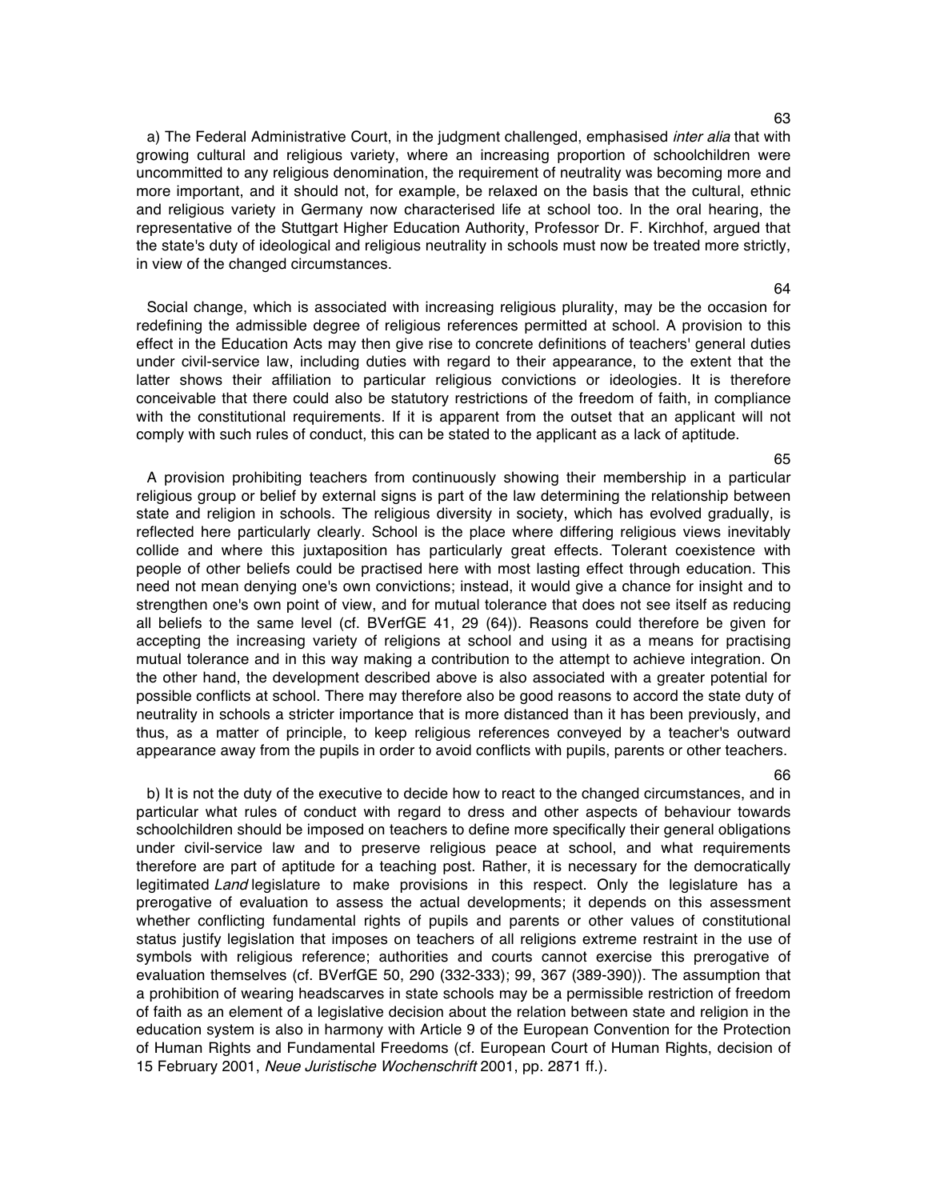63

a) The Federal Administrative Court, in the judgment challenged, emphasised *inter alia* that with growing cultural and religious variety, where an increasing proportion of schoolchildren were uncommitted to any religious denomination, the requirement of neutrality was becoming more and more important, and it should not, for example, be relaxed on the basis that the cultural, ethnic and religious variety in Germany now characterised life at school too. In the oral hearing, the representative of the Stuttgart Higher Education Authority, Professor Dr. F. Kirchhof, argued that the state's duty of ideological and religious neutrality in schools must now be treated more strictly, in view of the changed circumstances.

64

Social change, which is associated with increasing religious plurality, may be the occasion for redefining the admissible degree of religious references permitted at school. A provision to this effect in the Education Acts may then give rise to concrete definitions of teachers' general duties under civil-service law, including duties with regard to their appearance, to the extent that the latter shows their affiliation to particular religious convictions or ideologies. It is therefore conceivable that there could also be statutory restrictions of the freedom of faith, in compliance with the constitutional requirements. If it is apparent from the outset that an applicant will not comply with such rules of conduct, this can be stated to the applicant as a lack of aptitude.

65

A provision prohibiting teachers from continuously showing their membership in a particular religious group or belief by external signs is part of the law determining the relationship between state and religion in schools. The religious diversity in society, which has evolved gradually, is reflected here particularly clearly. School is the place where differing religious views inevitably collide and where this juxtaposition has particularly great effects. Tolerant coexistence with people of other beliefs could be practised here with most lasting effect through education. This need not mean denying one's own convictions; instead, it would give a chance for insight and to strengthen one's own point of view, and for mutual tolerance that does not see itself as reducing all beliefs to the same level (cf. BVerfGE 41, 29 (64)). Reasons could therefore be given for accepting the increasing variety of religions at school and using it as a means for practising mutual tolerance and in this way making a contribution to the attempt to achieve integration. On the other hand, the development described above is also associated with a greater potential for possible conflicts at school. There may therefore also be good reasons to accord the state duty of neutrality in schools a stricter importance that is more distanced than it has been previously, and thus, as a matter of principle, to keep religious references conveyed by a teacher's outward appearance away from the pupils in order to avoid conflicts with pupils, parents or other teachers.

66

b) It is not the duty of the executive to decide how to react to the changed circumstances, and in particular what rules of conduct with regard to dress and other aspects of behaviour towards schoolchildren should be imposed on teachers to define more specifically their general obligations under civil-service law and to preserve religious peace at school, and what requirements therefore are part of aptitude for a teaching post. Rather, it is necessary for the democratically legitimated *Land* legislature to make provisions in this respect. Only the legislature has a prerogative of evaluation to assess the actual developments; it depends on this assessment whether conflicting fundamental rights of pupils and parents or other values of constitutional status justify legislation that imposes on teachers of all religions extreme restraint in the use of symbols with religious reference; authorities and courts cannot exercise this prerogative of evaluation themselves (cf. BVerfGE 50, 290 (332-333); 99, 367 (389-390)). The assumption that a prohibition of wearing headscarves in state schools may be a permissible restriction of freedom of faith as an element of a legislative decision about the relation between state and religion in the education system is also in harmony with Article 9 of the European Convention for the Protection of Human Rights and Fundamental Freedoms (cf. European Court of Human Rights, decision of 15 February 2001, *Neue Juristische Wochenschrift* 2001, pp. 2871 ff.).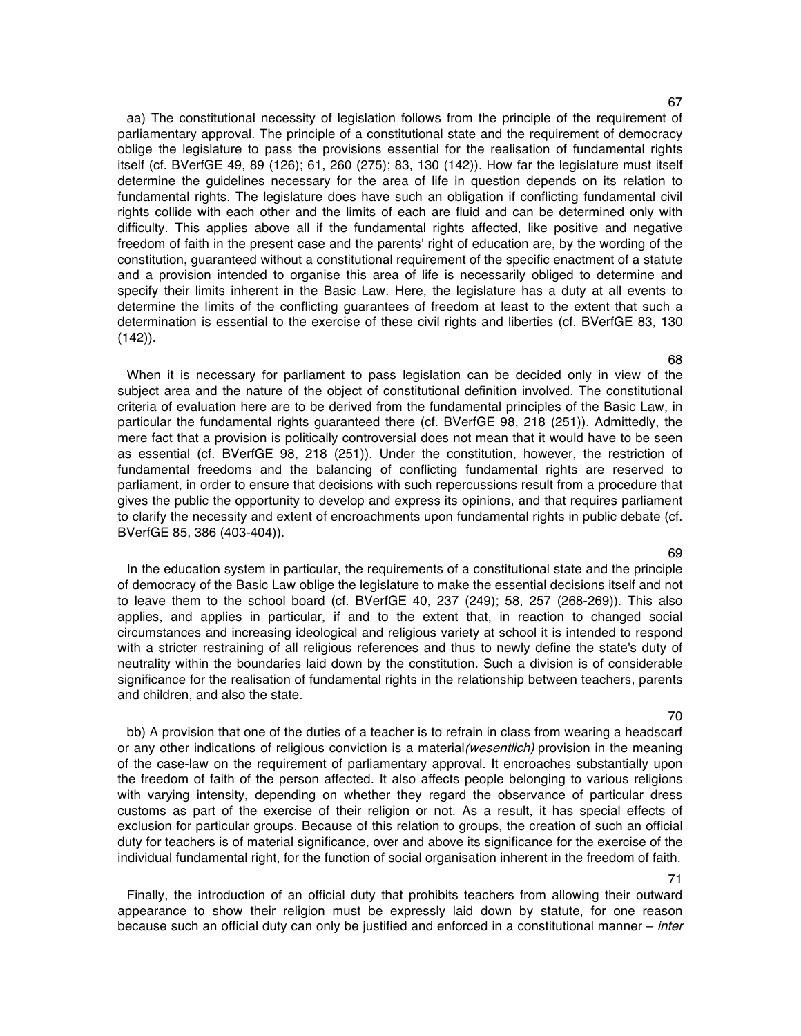67

aa) The constitutional necessity of legislation follows from the principle of the requirement of parliamentary approval. The principle of a constitutional state and the requirement of democracy oblige the legislature to pass the provisions essential for the realisation of fundamental rights itself (cf. BVerfGE 49, 89 (126); 61, 260 (275); 83, 130 (142)). How far the legislature must itself determine the guidelines necessary for the area of life in question depends on its relation to fundamental rights. The legislature does have such an obligation if conflicting fundamental civil rights collide with each other and the limits of each are fluid and can be determined only with difficulty. This applies above all if the fundamental rights affected, like positive and negative freedom of faith in the present case and the parents' right of education are, by the wording of the constitution, guaranteed without a constitutional requirement of the specific enactment of a statute and a provision intended to organise this area of life is necessarily obliged to determine and specify their limits inherent in the Basic Law. Here, the legislature has a duty at all events to determine the limits of the conflicting guarantees of freedom at least to the extent that such a determination is essential to the exercise of these civil rights and liberties (cf. BVerfGE 83, 130 (142)).

68

When it is necessary for parliament to pass legislation can be decided only in view of the subject area and the nature of the object of constitutional definition involved. The constitutional criteria of evaluation here are to be derived from the fundamental principles of the Basic Law, in particular the fundamental rights guaranteed there (cf. BVerfGE 98, 218 (251)). Admittedly, the mere fact that a provision is politically controversial does not mean that it would have to be seen as essential (cf. BVerfGE 98, 218 (251)). Under the constitution, however, the restriction of fundamental freedoms and the balancing of conflicting fundamental rights are reserved to parliament, in order to ensure that decisions with such repercussions result from a procedure that gives the public the opportunity to develop and express its opinions, and that requires parliament to clarify the necessity and extent of encroachments upon fundamental rights in public debate (cf. BVerfGE 85, 386 (403-404)).

69

In the education system in particular, the requirements of a constitutional state and the principle of democracy of the Basic Law oblige the legislature to make the essential decisions itself and not to leave them to the school board (cf. BVerfGE 40, 237 (249); 58, 257 (268-269)). This also applies, and applies in particular, if and to the extent that, in reaction to changed social circumstances and increasing ideological and religious variety at school it is intended to respond with a stricter restraining of all religious references and thus to newly define the state's duty of neutrality within the boundaries laid down by the constitution. Such a division is of considerable significance for the realisation of fundamental rights in the relationship between teachers, parents and children, and also the state.

70

bb) A provision that one of the duties of a teacher is to refrain in class from wearing a headscarf or any other indications of religious conviction is a material *(wesentlich)* provision in the meaning of the case-law on the requirement of parliamentary approval. It encroaches substantially upon the freedom of faith of the person affected. It also affects people belonging to various religions with varying intensity, depending on whether they regard the observance of particular dress customs as part of the exercise of their religion or not. As a result, it has special effects of exclusion for particular groups. Because of this relation to groups, the creation of such an official duty for teachers is of material significance, over and above its significance for the exercise of the individual fundamental right, for the function of social organisation inherent in the freedom of faith.

71

Finally, the introduction of an official duty that prohibits teachers from allowing their outward appearance to show their religion must be expressly laid down by statute, for one reason because such an official duty can only be justified and enforced in a constitutional manner – *inter*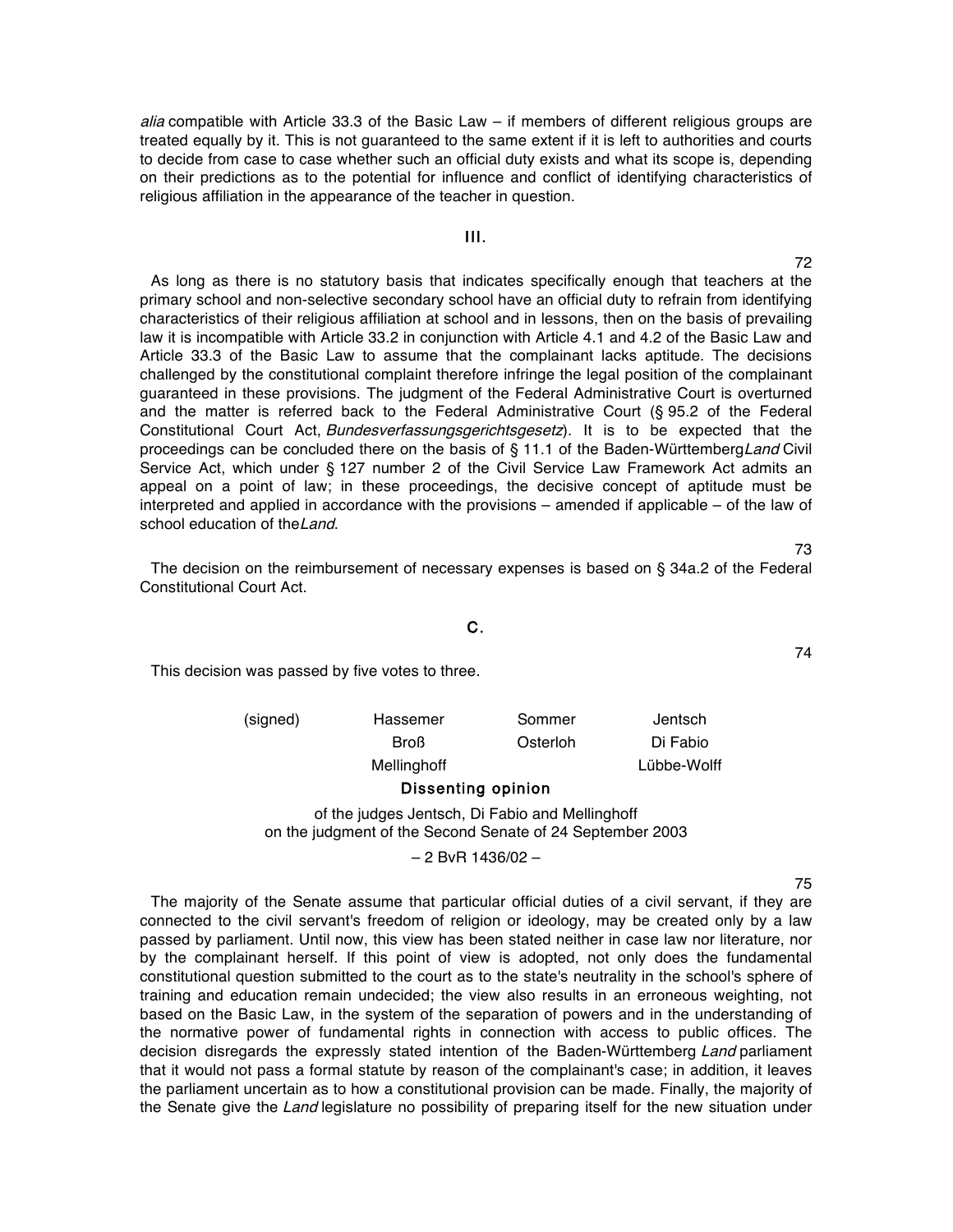*alia* compatible with Article 33.3 of the Basic Law – if members of different religious groups are treated equally by it. This is not guaranteed to the same extent if it is left to authorities and courts to decide from case to case whether such an official duty exists and what its scope is, depending on their predictions as to the potential for influence and conflict of identifying characteristics of religious affiliation in the appearance of the teacher in question.

### III.

72

As long as there is no statutory basis that indicates specifically enough that teachers at the primary school and non-selective secondary school have an official duty to refrain from identifying characteristics of their religious affiliation at school and in lessons, then on the basis of prevailing law it is incompatible with Article 33.2 in conjunction with Article 4.1 and 4.2 of the Basic Law and Article 33.3 of the Basic Law to assume that the complainant lacks aptitude. The decisions challenged by the constitutional complaint therefore infringe the legal position of the complainant guaranteed in these provisions. The judgment of the Federal Administrative Court is overturned and the matter is referred back to the Federal Administrative Court (§ 95.2 of the Federal Constitutional Court Act, *Bundesverfassungsgerichtsgesetz*). It is to be expected that the proceedings can be concluded there on the basis of § 11.1 of the Baden-Württemberg *Land* Civil Service Act, which under § 127 number 2 of the Civil Service Law Framework Act admits an appeal on a point of law; in these proceedings, the decisive concept of aptitude must be interpreted and applied in accordance with the provisions – amended if applicable – of the law of school education of the *Land*.

73

The decision on the reimbursement of necessary expenses is based on § 34a.2 of the Federal Constitutional Court Act.

## C.

74

This decision was passed by five votes to three.

| (signed) | Hassemer | Sommer | Jentsch |
|---|---|---|---|
| | Broß | Osterloh | Di Fabio |
| | Mellinghoff | | Lübbe-Wolff |

## Dissenting opinion

of the judges Jentsch, Di Fabio and Mellinghoff
on the judgment of the Second Senate of 24 September 2003

– 2 BvR 1436/02 –

75

The majority of the Senate assume that particular official duties of a civil servant, if they are connected to the civil servant's freedom of religion or ideology, may be created only by a law passed by parliament. Until now, this view has been stated neither in case law nor literature, nor by the complainant herself. If this point of view is adopted, not only does the fundamental constitutional question submitted to the court as to the state's neutrality in the school's sphere of training and education remain undecided; the view also results in an erroneous weighting, not based on the Basic Law, in the system of the separation of powers and in the understanding of the normative power of fundamental rights in connection with access to public offices. The decision disregards the expressly stated intention of the Baden-Württemberg *Land* parliament that it would not pass a formal statute by reason of the complainant's case; in addition, it leaves the parliament uncertain as to how a constitutional provision can be made. Finally, the majority of the Senate give the *Land* legislature no possibility of preparing itself for the new situation under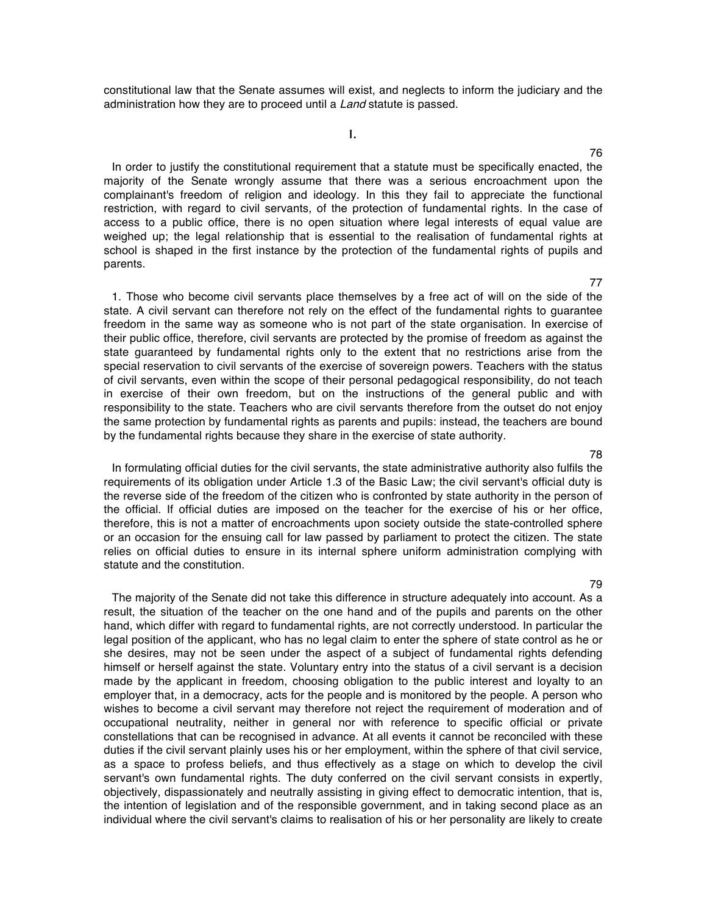constitutional law that the Senate assumes will exist, and neglects to inform the judiciary and the administration how they are to proceed until a *Land* statute is passed.

I.

76

In order to justify the constitutional requirement that a statute must be specifically enacted, the majority of the Senate wrongly assume that there was a serious encroachment upon the complainant's freedom of religion and ideology. In this they fail to appreciate the functional restriction, with regard to civil servants, of the protection of fundamental rights. In the case of access to a public office, there is no open situation where legal interests of equal value are weighed up; the legal relationship that is essential to the realisation of fundamental rights at school is shaped in the first instance by the protection of the fundamental rights of pupils and parents.

77

1. Those who become civil servants place themselves by a free act of will on the side of the state. A civil servant can therefore not rely on the effect of the fundamental rights to guarantee freedom in the same way as someone who is not part of the state organisation. In exercise of their public office, therefore, civil servants are protected by the promise of freedom as against the state guaranteed by fundamental rights only to the extent that no restrictions arise from the special reservation to civil servants of the exercise of sovereign powers. Teachers with the status of civil servants, even within the scope of their personal pedagogical responsibility, do not teach in exercise of their own freedom, but on the instructions of the general public and with responsibility to the state. Teachers who are civil servants therefore from the outset do not enjoy the same protection by fundamental rights as parents and pupils: instead, the teachers are bound by the fundamental rights because they share in the exercise of state authority.

78

In formulating official duties for the civil servants, the state administrative authority also fulfils the requirements of its obligation under Article 1.3 of the Basic Law; the civil servant's official duty is the reverse side of the freedom of the citizen who is confronted by state authority in the person of the official. If official duties are imposed on the teacher for the exercise of his or her office, therefore, this is not a matter of encroachments upon society outside the state-controlled sphere or an occasion for the ensuing call for law passed by parliament to protect the citizen. The state relies on official duties to ensure in its internal sphere uniform administration complying with statute and the constitution.

79

The majority of the Senate did not take this difference in structure adequately into account. As a result, the situation of the teacher on the one hand and of the pupils and parents on the other hand, which differ with regard to fundamental rights, are not correctly understood. In particular the legal position of the applicant, who has no legal claim to enter the sphere of state control as he or she desires, may not be seen under the aspect of a subject of fundamental rights defending himself or herself against the state. Voluntary entry into the status of a civil servant is a decision made by the applicant in freedom, choosing obligation to the public interest and loyalty to an employer that, in a democracy, acts for the people and is monitored by the people. A person who wishes to become a civil servant may therefore not reject the requirement of moderation and of occupational neutrality, neither in general nor with reference to specific official or private constellations that can be recognised in advance. At all events it cannot be reconciled with these duties if the civil servant plainly uses his or her employment, within the sphere of that civil service, as a space to profess beliefs, and thus effectively as a stage on which to develop the civil servant's own fundamental rights. The duty conferred on the civil servant consists in expertly, objectively, dispassionately and neutrally assisting in giving effect to democratic intention, that is, the intention of legislation and of the responsible government, and in taking second place as an individual where the civil servant's claims to realisation of his or her personality are likely to create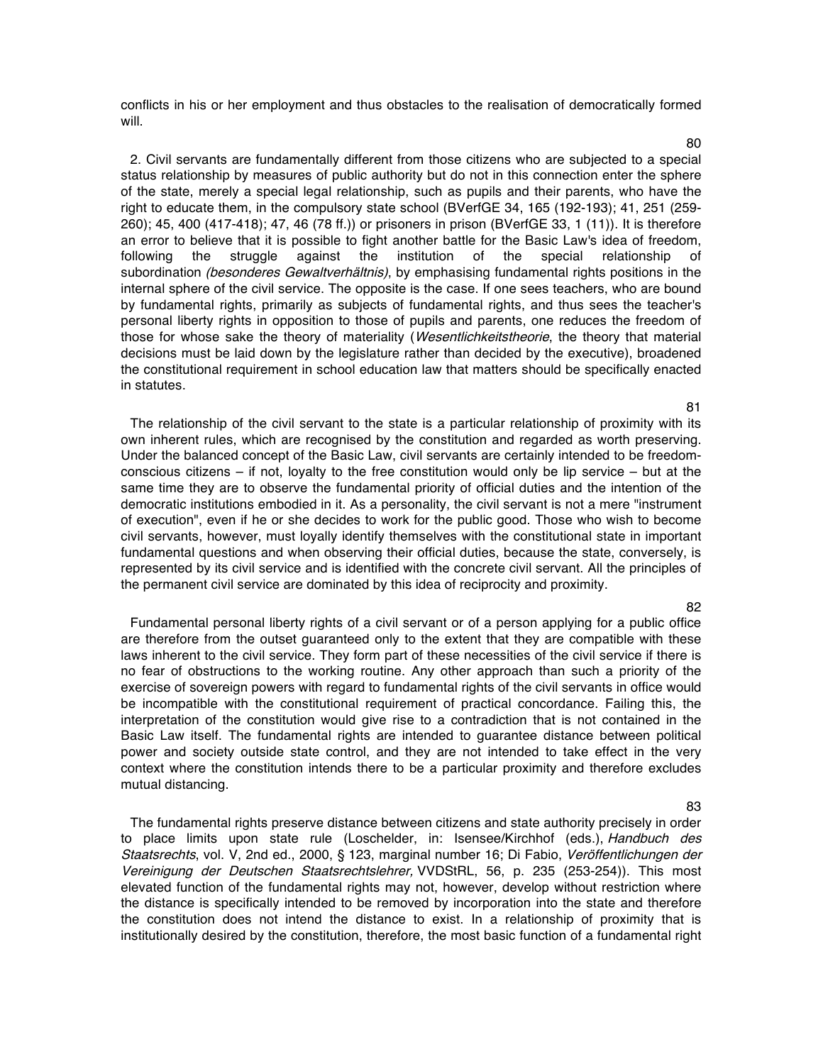conflicts in his or her employment and thus obstacles to the realisation of democratically formed will.

80

2. Civil servants are fundamentally different from those citizens who are subjected to a special status relationship by measures of public authority but do not in this connection enter the sphere of the state, merely a special legal relationship, such as pupils and their parents, who have the right to educate them, in the compulsory state school (BVerfGE 34, 165 (192-193); 41, 251 (259-260); 45, 400 (417-418); 47, 46 (78 ff.)) or prisoners in prison (BVerfGE 33, 1 (11)). It is therefore an error to believe that it is possible to fight another battle for the Basic Law's idea of freedom, following the struggle against the institution of the special relationship of subordination *(besonderes Gewaltverhältnis)*, by emphasising fundamental rights positions in the internal sphere of the civil service. The opposite is the case. If one sees teachers, who are bound by fundamental rights, primarily as subjects of fundamental rights, and thus sees the teacher's personal liberty rights in opposition to those of pupils and parents, one reduces the freedom of those for whose sake the theory of materiality (*Wesentlichkeitstheorie*, the theory that material decisions must be laid down by the legislature rather than decided by the executive), broadened the constitutional requirement in school education law that matters should be specifically enacted in statutes.

81

The relationship of the civil servant to the state is a particular relationship of proximity with its own inherent rules, which are recognised by the constitution and regarded as worth preserving. Under the balanced concept of the Basic Law, civil servants are certainly intended to be freedom-conscious citizens – if not, loyalty to the free constitution would only be lip service – but at the same time they are to observe the fundamental priority of official duties and the intention of the democratic institutions embodied in it. As a personality, the civil servant is not a mere "instrument of execution", even if he or she decides to work for the public good. Those who wish to become civil servants, however, must loyally identify themselves with the constitutional state in important fundamental questions and when observing their official duties, because the state, conversely, is represented by its civil service and is identified with the concrete civil servant. All the principles of the permanent civil service are dominated by this idea of reciprocity and proximity.

82

Fundamental personal liberty rights of a civil servant or of a person applying for a public office are therefore from the outset guaranteed only to the extent that they are compatible with these laws inherent to the civil service. They form part of these necessities of the civil service if there is no fear of obstructions to the working routine. Any other approach than such a priority of the exercise of sovereign powers with regard to fundamental rights of the civil servants in office would be incompatible with the constitutional requirement of practical concordance. Failing this, the interpretation of the constitution would give rise to a contradiction that is not contained in the Basic Law itself. The fundamental rights are intended to guarantee distance between political power and society outside state control, and they are not intended to take effect in the very context where the constitution intends there to be a particular proximity and therefore excludes mutual distancing.

83

The fundamental rights preserve distance between citizens and state authority precisely in order to place limits upon state rule (Loschelder, in: Isensee/Kirchhof (eds.), *Handbuch des Staatsrechts*, vol. V, 2nd ed., 2000, § 123, marginal number 16; Di Fabio, *Veröffentlichungen der Vereinigung der Deutschen Staatsrechtslehrer,* VVDStRL, 56, p. 235 (253-254)). This most elevated function of the fundamental rights may not, however, develop without restriction where the distance is specifically intended to be removed by incorporation into the state and therefore the constitution does not intend the distance to exist. In a relationship of proximity that is institutionally desired by the constitution, therefore, the most basic function of a fundamental right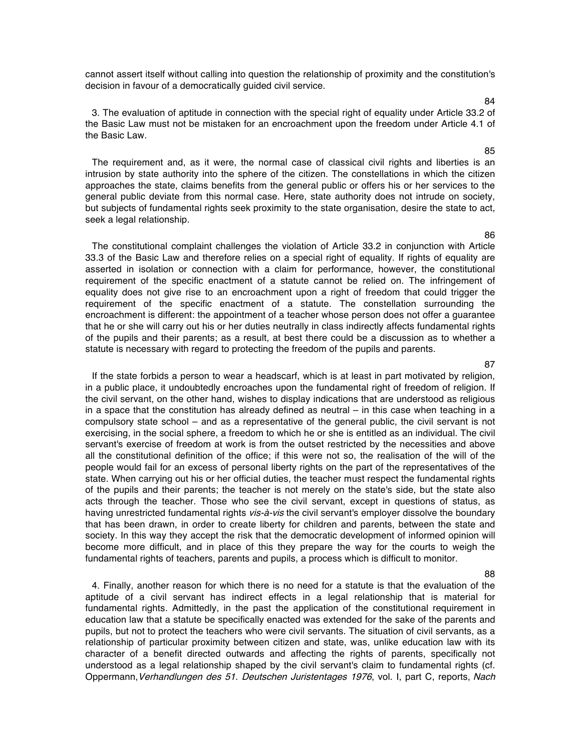cannot assert itself without calling into question the relationship of proximity and the constitution's decision in favour of a democratically guided civil service.

84

3. The evaluation of aptitude in connection with the special right of equality under Article 33.2 of the Basic Law must not be mistaken for an encroachment upon the freedom under Article 4.1 of the Basic Law.

85

The requirement and, as it were, the normal case of classical civil rights and liberties is an intrusion by state authority into the sphere of the citizen. The constellations in which the citizen approaches the state, claims benefits from the general public or offers his or her services to the general public deviate from this normal case. Here, state authority does not intrude on society, but subjects of fundamental rights seek proximity to the state organisation, desire the state to act, seek a legal relationship.

86

The constitutional complaint challenges the violation of Article 33.2 in conjunction with Article 33.3 of the Basic Law and therefore relies on a special right of equality. If rights of equality are asserted in isolation or connection with a claim for performance, however, the constitutional requirement of the specific enactment of a statute cannot be relied on. The infringement of equality does not give rise to an encroachment upon a right of freedom that could trigger the requirement of the specific enactment of a statute. The constellation surrounding the encroachment is different: the appointment of a teacher whose person does not offer a guarantee that he or she will carry out his or her duties neutrally in class indirectly affects fundamental rights of the pupils and their parents; as a result, at best there could be a discussion as to whether a statute is necessary with regard to protecting the freedom of the pupils and parents.

87

If the state forbids a person to wear a headscarf, which is at least in part motivated by religion, in a public place, it undoubtedly encroaches upon the fundamental right of freedom of religion. If the civil servant, on the other hand, wishes to display indications that are understood as religious in a space that the constitution has already defined as neutral – in this case when teaching in a compulsory state school – and as a representative of the general public, the civil servant is not exercising, in the social sphere, a freedom to which he or she is entitled as an individual. The civil servant's exercise of freedom at work is from the outset restricted by the necessities and above all the constitutional definition of the office; if this were not so, the realisation of the will of the people would fail for an excess of personal liberty rights on the part of the representatives of the state. When carrying out his or her official duties, the teacher must respect the fundamental rights of the pupils and their parents; the teacher is not merely on the state's side, but the state also acts through the teacher. Those who see the civil servant, except in questions of status, as having unrestricted fundamental rights *vis-à-vis* the civil servant's employer dissolve the boundary that has been drawn, in order to create liberty for children and parents, between the state and society. In this way they accept the risk that the democratic development of informed opinion will become more difficult, and in place of this they prepare the way for the courts to weigh the fundamental rights of teachers, parents and pupils, a process which is difficult to monitor.

88

4. Finally, another reason for which there is no need for a statute is that the evaluation of the aptitude of a civil servant has indirect effects in a legal relationship that is material for fundamental rights. Admittedly, in the past the application of the constitutional requirement in education law that a statute be specifically enacted was extended for the sake of the parents and pupils, but not to protect the teachers who were civil servants. The situation of civil servants, as a relationship of particular proximity between citizen and state, was, unlike education law with its character of a benefit directed outwards and affecting the rights of parents, specifically not understood as a legal relationship shaped by the civil servant's claim to fundamental rights (cf. Oppermann, *Verhandlungen des 51. Deutschen Juristentages 1976*, vol. I, part C, reports, *Nach*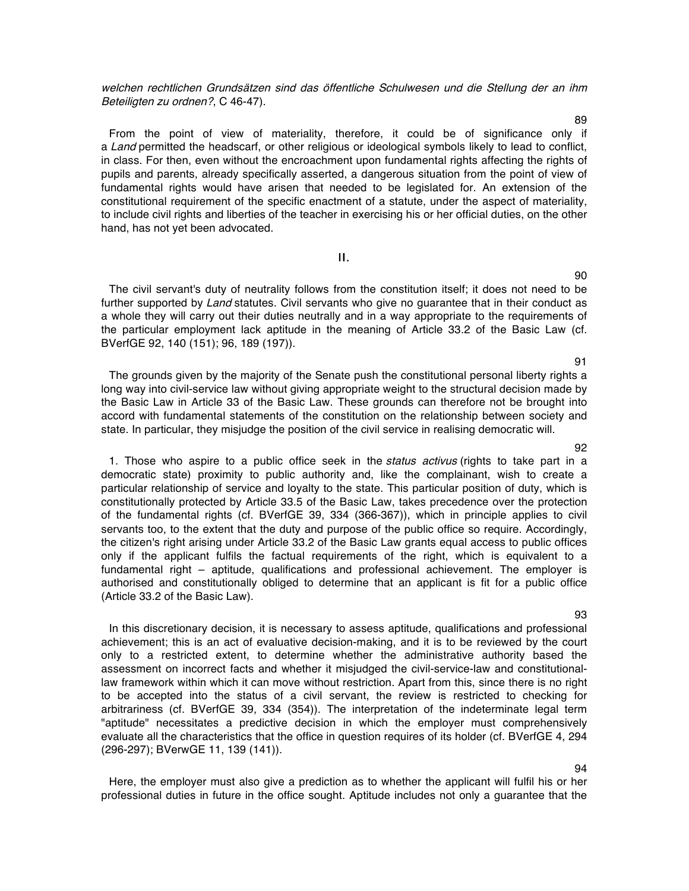*welchen rechtlichen Grundsätzen sind das öffentliche Schulwesen und die Stellung der an ihm Beteiligten zu ordnen?*, C 46-47).

89

From the point of view of materiality, therefore, it could be of significance only if a *Land* permitted the headscarf, or other religious or ideological symbols likely to lead to conflict, in class. For then, even without the encroachment upon fundamental rights affecting the rights of pupils and parents, already specifically asserted, a dangerous situation from the point of view of fundamental rights would have arisen that needed to be legislated for. An extension of the constitutional requirement of the specific enactment of a statute, under the aspect of materiality, to include civil rights and liberties of the teacher in exercising his or her official duties, on the other hand, has not yet been advocated.

## II.

90

The civil servant's duty of neutrality follows from the constitution itself; it does not need to be further supported by *Land* statutes. Civil servants who give no guarantee that in their conduct as a whole they will carry out their duties neutrally and in a way appropriate to the requirements of the particular employment lack aptitude in the meaning of Article 33.2 of the Basic Law (cf. BVerfGE 92, 140 (151); 96, 189 (197)).

91

The grounds given by the majority of the Senate push the constitutional personal liberty rights a long way into civil-service law without giving appropriate weight to the structural decision made by the Basic Law in Article 33 of the Basic Law. These grounds can therefore not be brought into accord with fundamental statements of the constitution on the relationship between society and state. In particular, they misjudge the position of the civil service in realising democratic will.

92

1. Those who aspire to a public office seek in the *status activus* (rights to take part in a democratic state) proximity to public authority and, like the complainant, wish to create a particular relationship of service and loyalty to the state. This particular position of duty, which is constitutionally protected by Article 33.5 of the Basic Law, takes precedence over the protection of the fundamental rights (cf. BVerfGE 39, 334 (366-367)), which in principle applies to civil servants too, to the extent that the duty and purpose of the public office so require. Accordingly, the citizen's right arising under Article 33.2 of the Basic Law grants equal access to public offices only if the applicant fulfils the factual requirements of the right, which is equivalent to a fundamental right – aptitude, qualifications and professional achievement. The employer is authorised and constitutionally obliged to determine that an applicant is fit for a public office (Article 33.2 of the Basic Law).

93

In this discretionary decision, it is necessary to assess aptitude, qualifications and professional achievement; this is an act of evaluative decision-making, and it is to be reviewed by the court only to a restricted extent, to determine whether the administrative authority based the assessment on incorrect facts and whether it misjudged the civil-service-law and constitutional-law framework within which it can move without restriction. Apart from this, since there is no right to be accepted into the status of a civil servant, the review is restricted to checking for arbitrariness (cf. BVerfGE 39, 334 (354)). The interpretation of the indeterminate legal term "aptitude" necessitates a predictive decision in which the employer must comprehensively evaluate all the characteristics that the office in question requires of its holder (cf. BVerfGE 4, 294 (296-297); BVerwGE 11, 139 (141)).

94

Here, the employer must also give a prediction as to whether the applicant will fulfil his or her professional duties in future in the office sought. Aptitude includes not only a guarantee that the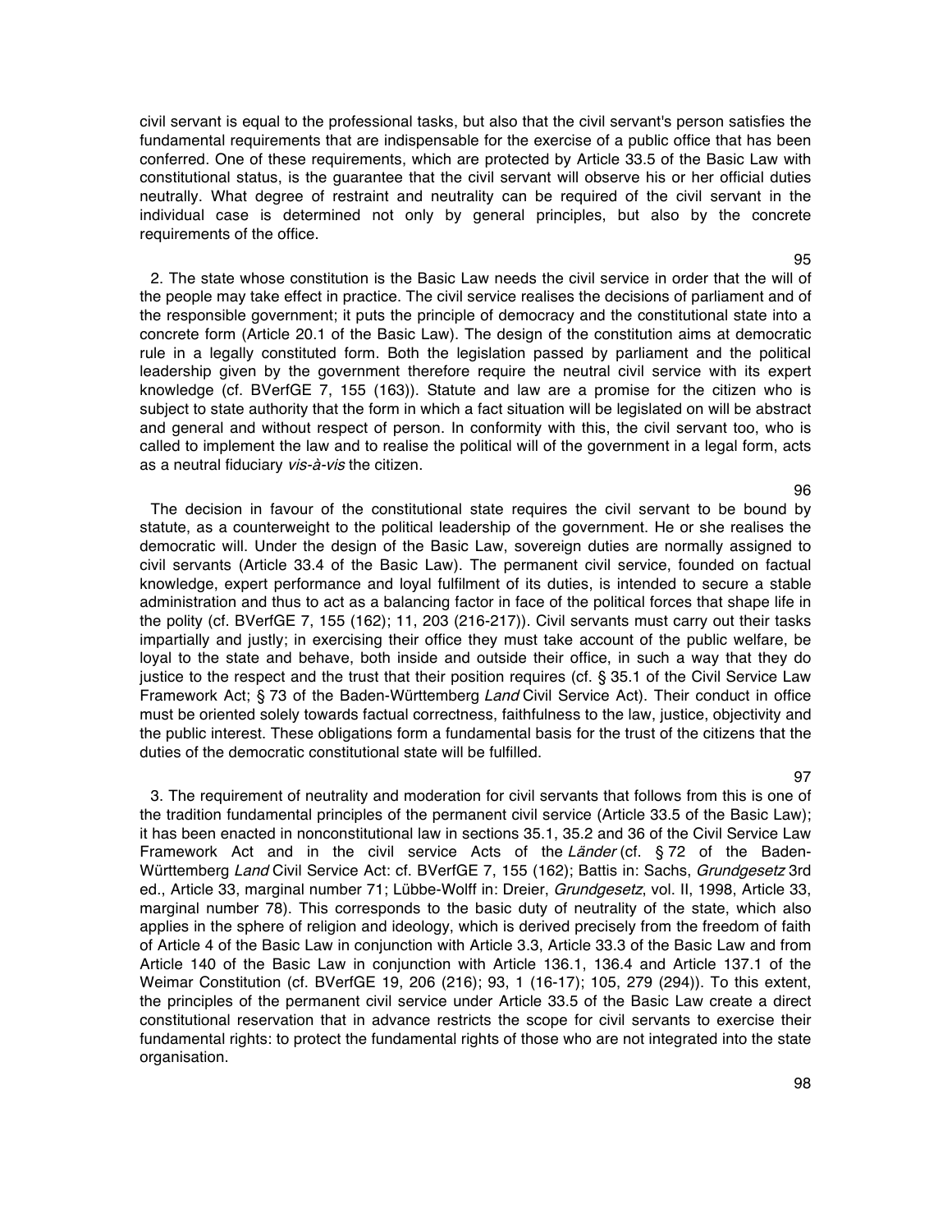civil servant is equal to the professional tasks, but also that the civil servant's person satisfies the fundamental requirements that are indispensable for the exercise of a public office that has been conferred. One of these requirements, which are protected by Article 33.5 of the Basic Law with constitutional status, is the guarantee that the civil servant will observe his or her official duties neutrally. What degree of restraint and neutrality can be required of the civil servant in the individual case is determined not only by general principles, but also by the concrete requirements of the office.

95

2. The state whose constitution is the Basic Law needs the civil service in order that the will of the people may take effect in practice. The civil service realises the decisions of parliament and of the responsible government; it puts the principle of democracy and the constitutional state into a concrete form (Article 20.1 of the Basic Law). The design of the constitution aims at democratic rule in a legally constituted form. Both the legislation passed by parliament and the political leadership given by the government therefore require the neutral civil service with its expert knowledge (cf. BVerfGE 7, 155 (163)). Statute and law are a promise for the citizen who is subject to state authority that the form in which a fact situation will be legislated on will be abstract and general and without respect of person. In conformity with this, the civil servant too, who is called to implement the law and to realise the political will of the government in a legal form, acts as a neutral fiduciary *vis-à-vis* the citizen.

96

The decision in favour of the constitutional state requires the civil servant to be bound by statute, as a counterweight to the political leadership of the government. He or she realises the democratic will. Under the design of the Basic Law, sovereign duties are normally assigned to civil servants (Article 33.4 of the Basic Law). The permanent civil service, founded on factual knowledge, expert performance and loyal fulfilment of its duties, is intended to secure a stable administration and thus to act as a balancing factor in face of the political forces that shape life in the polity (cf. BVerfGE 7, 155 (162); 11, 203 (216-217)). Civil servants must carry out their tasks impartially and justly; in exercising their office they must take account of the public welfare, be loyal to the state and behave, both inside and outside their office, in such a way that they do justice to the respect and the trust that their position requires (cf. § 35.1 of the Civil Service Law Framework Act; § 73 of the Baden-Württemberg *Land* Civil Service Act). Their conduct in office must be oriented solely towards factual correctness, faithfulness to the law, justice, objectivity and the public interest. These obligations form a fundamental basis for the trust of the citizens that the duties of the democratic constitutional state will be fulfilled.

97

3. The requirement of neutrality and moderation for civil servants that follows from this is one of the tradition fundamental principles of the permanent civil service (Article 33.5 of the Basic Law); it has been enacted in nonconstitutional law in sections 35.1, 35.2 and 36 of the Civil Service Law Framework Act and in the civil service Acts of the *Länder* (cf. § 72 of the Baden-Württemberg *Land* Civil Service Act: cf. BVerfGE 7, 155 (162); Battis in: Sachs, *Grundgesetz* 3rd ed., Article 33, marginal number 71; Lübbe-Wolff in: Dreier, *Grundgesetz*, vol. II, 1998, Article 33, marginal number 78). This corresponds to the basic duty of neutrality of the state, which also applies in the sphere of religion and ideology, which is derived precisely from the freedom of faith of Article 4 of the Basic Law in conjunction with Article 3.3, Article 33.3 of the Basic Law and from Article 140 of the Basic Law in conjunction with Article 136.1, 136.4 and Article 137.1 of the Weimar Constitution (cf. BVerfGE 19, 206 (216); 93, 1 (16-17); 105, 279 (294)). To this extent, the principles of the permanent civil service under Article 33.5 of the Basic Law create a direct constitutional reservation that in advance restricts the scope for civil servants to exercise their fundamental rights: to protect the fundamental rights of those who are not integrated into the state organisation.

98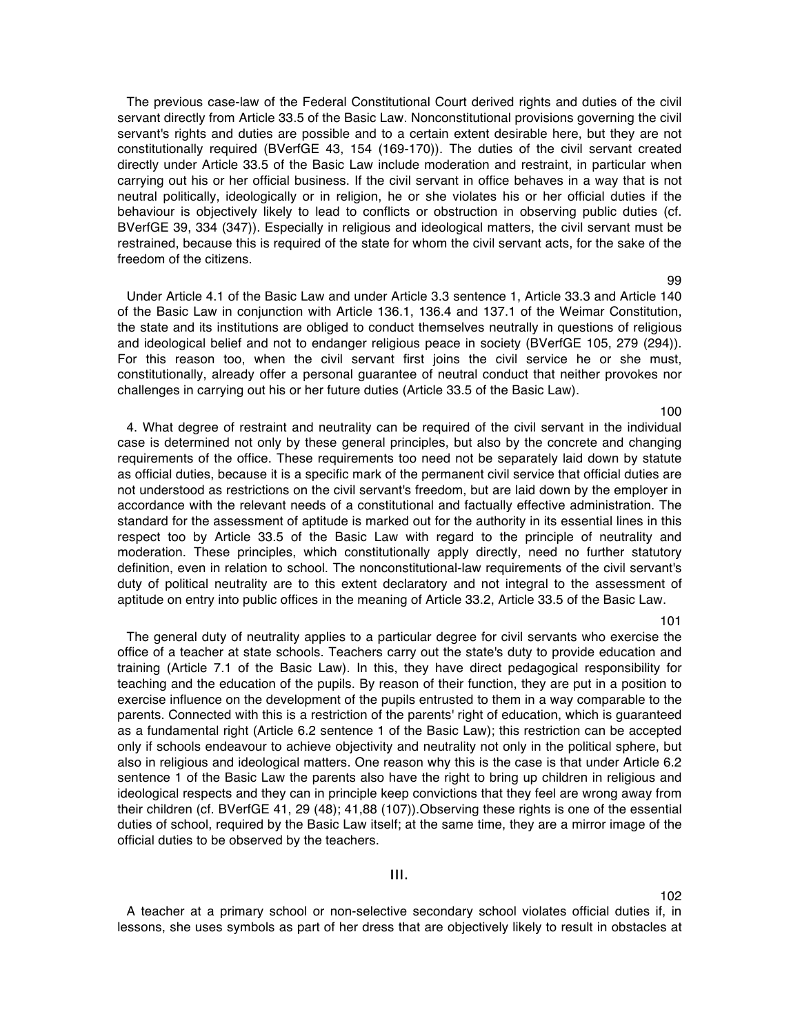The previous case-law of the Federal Constitutional Court derived rights and duties of the civil servant directly from Article 33.5 of the Basic Law. Nonconstitutional provisions governing the civil servant's rights and duties are possible and to a certain extent desirable here, but they are not constitutionally required (BVerfGE 43, 154 (169-170)). The duties of the civil servant created directly under Article 33.5 of the Basic Law include moderation and restraint, in particular when carrying out his or her official business. If the civil servant in office behaves in a way that is not neutral politically, ideologically or in religion, he or she violates his or her official duties if the behaviour is objectively likely to lead to conflicts or obstruction in observing public duties (cf. BVerfGE 39, 334 (347)). Especially in religious and ideological matters, the civil servant must be restrained, because this is required of the state for whom the civil servant acts, for the sake of the freedom of the citizens.

99

Under Article 4.1 of the Basic Law and under Article 3.3 sentence 1, Article 33.3 and Article 140 of the Basic Law in conjunction with Article 136.1, 136.4 and 137.1 of the Weimar Constitution, the state and its institutions are obliged to conduct themselves neutrally in questions of religious and ideological belief and not to endanger religious peace in society (BVerfGE 105, 279 (294)). For this reason too, when the civil servant first joins the civil service he or she must, constitutionally, already offer a personal guarantee of neutral conduct that neither provokes nor challenges in carrying out his or her future duties (Article 33.5 of the Basic Law).

100

4. What degree of restraint and neutrality can be required of the civil servant in the individual case is determined not only by these general principles, but also by the concrete and changing requirements of the office. These requirements too need not be separately laid down by statute as official duties, because it is a specific mark of the permanent civil service that official duties are not understood as restrictions on the civil servant's freedom, but are laid down by the employer in accordance with the relevant needs of a constitutional and factually effective administration. The standard for the assessment of aptitude is marked out for the authority in its essential lines in this respect too by Article 33.5 of the Basic Law with regard to the principle of neutrality and moderation. These principles, which constitutionally apply directly, need no further statutory definition, even in relation to school. The nonconstitutional-law requirements of the civil servant's duty of political neutrality are to this extent declaratory and not integral to the assessment of aptitude on entry into public offices in the meaning of Article 33.2, Article 33.5 of the Basic Law.

101

The general duty of neutrality applies to a particular degree for civil servants who exercise the office of a teacher at state schools. Teachers carry out the state's duty to provide education and training (Article 7.1 of the Basic Law). In this, they have direct pedagogical responsibility for teaching and the education of the pupils. By reason of their function, they are put in a position to exercise influence on the development of the pupils entrusted to them in a way comparable to the parents. Connected with this is a restriction of the parents' right of education, which is guaranteed as a fundamental right (Article 6.2 sentence 1 of the Basic Law); this restriction can be accepted only if schools endeavour to achieve objectivity and neutrality not only in the political sphere, but also in religious and ideological matters. One reason why this is the case is that under Article 6.2 sentence 1 of the Basic Law the parents also have the right to bring up children in religious and ideological respects and they can in principle keep convictions that they feel are wrong away from their children (cf. BVerfGE 41, 29 (48); 41,88 (107)).Observing these rights is one of the essential duties of school, required by the Basic Law itself; at the same time, they are a mirror image of the official duties to be observed by the teachers.

## III.

102

A teacher at a primary school or non-selective secondary school violates official duties if, in lessons, she uses symbols as part of her dress that are objectively likely to result in obstacles at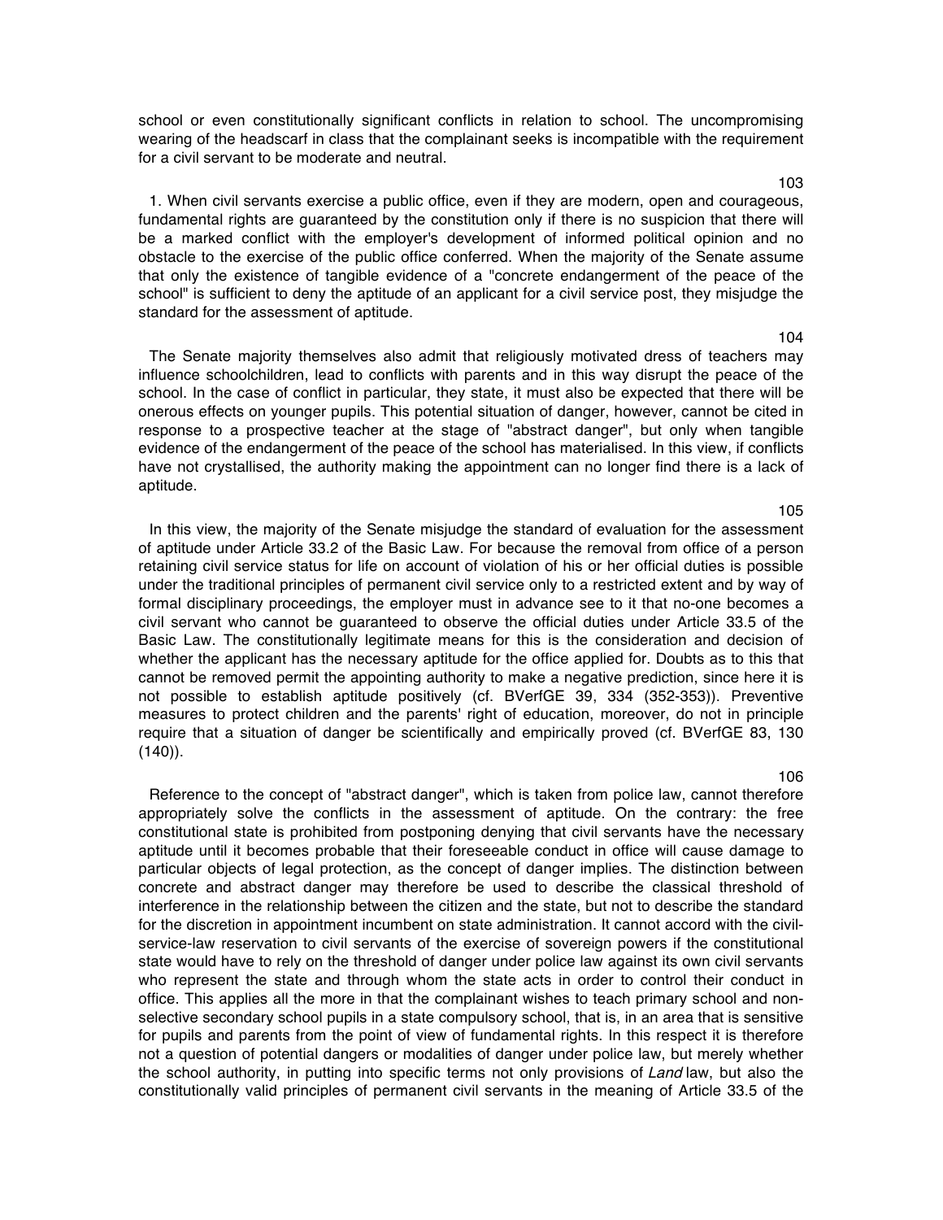school or even constitutionally significant conflicts in relation to school. The uncompromising wearing of the headscarf in class that the complainant seeks is incompatible with the requirement for a civil servant to be moderate and neutral.

103

1. When civil servants exercise a public office, even if they are modern, open and courageous, fundamental rights are guaranteed by the constitution only if there is no suspicion that there will be a marked conflict with the employer's development of informed political opinion and no obstacle to the exercise of the public office conferred. When the majority of the Senate assume that only the existence of tangible evidence of a "concrete endangerment of the peace of the school" is sufficient to deny the aptitude of an applicant for a civil service post, they misjudge the standard for the assessment of aptitude.

104

The Senate majority themselves also admit that religiously motivated dress of teachers may influence schoolchildren, lead to conflicts with parents and in this way disrupt the peace of the school. In the case of conflict in particular, they state, it must also be expected that there will be onerous effects on younger pupils. This potential situation of danger, however, cannot be cited in response to a prospective teacher at the stage of "abstract danger", but only when tangible evidence of the endangerment of the peace of the school has materialised. In this view, if conflicts have not crystallised, the authority making the appointment can no longer find there is a lack of aptitude.

105

In this view, the majority of the Senate misjudge the standard of evaluation for the assessment of aptitude under Article 33.2 of the Basic Law. For because the removal from office of a person retaining civil service status for life on account of violation of his or her official duties is possible under the traditional principles of permanent civil service only to a restricted extent and by way of formal disciplinary proceedings, the employer must in advance see to it that no-one becomes a civil servant who cannot be guaranteed to observe the official duties under Article 33.5 of the Basic Law. The constitutionally legitimate means for this is the consideration and decision of whether the applicant has the necessary aptitude for the office applied for. Doubts as to this that cannot be removed permit the appointing authority to make a negative prediction, since here it is not possible to establish aptitude positively (cf. BVerfGE 39, 334 (352-353)). Preventive measures to protect children and the parents' right of education, moreover, do not in principle require that a situation of danger be scientifically and empirically proved (cf. BVerfGE 83, 130 (140)).

106

Reference to the concept of "abstract danger", which is taken from police law, cannot therefore appropriately solve the conflicts in the assessment of aptitude. On the contrary: the free constitutional state is prohibited from postponing denying that civil servants have the necessary aptitude until it becomes probable that their foreseeable conduct in office will cause damage to particular objects of legal protection, as the concept of danger implies. The distinction between concrete and abstract danger may therefore be used to describe the classical threshold of interference in the relationship between the citizen and the state, but not to describe the standard for the discretion in appointment incumbent on state administration. It cannot accord with the civil-service-law reservation to civil servants of the exercise of sovereign powers if the constitutional state would have to rely on the threshold of danger under police law against its own civil servants who represent the state and through whom the state acts in order to control their conduct in office. This applies all the more in that the complainant wishes to teach primary school and non-selective secondary school pupils in a state compulsory school, that is, in an area that is sensitive for pupils and parents from the point of view of fundamental rights. In this respect it is therefore not a question of potential dangers or modalities of danger under police law, but merely whether the school authority, in putting into specific terms not only provisions of *Land* law, but also the constitutionally valid principles of permanent civil servants in the meaning of Article 33.5 of the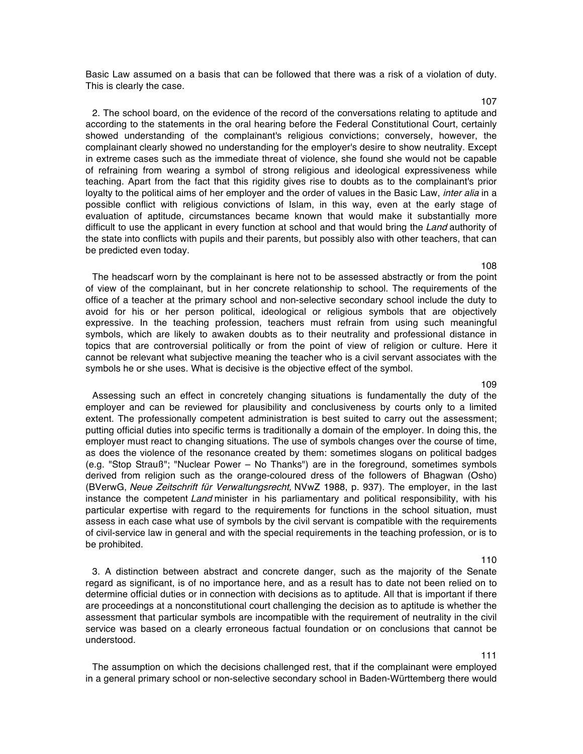Basic Law assumed on a basis that can be followed that there was a risk of a violation of duty. This is clearly the case.

107

2. The school board, on the evidence of the record of the conversations relating to aptitude and according to the statements in the oral hearing before the Federal Constitutional Court, certainly showed understanding of the complainant's religious convictions; conversely, however, the complainant clearly showed no understanding for the employer's desire to show neutrality. Except in extreme cases such as the immediate threat of violence, she found she would not be capable of refraining from wearing a symbol of strong religious and ideological expressiveness while teaching. Apart from the fact that this rigidity gives rise to doubts as to the complainant's prior loyalty to the political aims of her employer and the order of values in the Basic Law, *inter alia* in a possible conflict with religious convictions of Islam, in this way, even at the early stage of evaluation of aptitude, circumstances became known that would make it substantially more difficult to use the applicant in every function at school and that would bring the *Land* authority of the state into conflicts with pupils and their parents, but possibly also with other teachers, that can be predicted even today.

108

The headscarf worn by the complainant is here not to be assessed abstractly or from the point of view of the complainant, but in her concrete relationship to school. The requirements of the office of a teacher at the primary school and non-selective secondary school include the duty to avoid for his or her person political, ideological or religious symbols that are objectively expressive. In the teaching profession, teachers must refrain from using such meaningful symbols, which are likely to awaken doubts as to their neutrality and professional distance in topics that are controversial politically or from the point of view of religion or culture. Here it cannot be relevant what subjective meaning the teacher who is a civil servant associates with the symbols he or she uses. What is decisive is the objective effect of the symbol.

109

Assessing such an effect in concretely changing situations is fundamentally the duty of the employer and can be reviewed for plausibility and conclusiveness by courts only to a limited extent. The professionally competent administration is best suited to carry out the assessment; putting official duties into specific terms is traditionally a domain of the employer. In doing this, the employer must react to changing situations. The use of symbols changes over the course of time, as does the violence of the resonance created by them: sometimes slogans on political badges (e.g. "Stop Strauß"; "Nuclear Power – No Thanks") are in the foreground, sometimes symbols derived from religion such as the orange-coloured dress of the followers of Bhagwan (Osho) (BVerwG, *Neue Zeitschrift für Verwaltungsrecht,* NVwZ 1988, p. 937). The employer, in the last instance the competent *Land* minister in his parliamentary and political responsibility, with his particular expertise with regard to the requirements for functions in the school situation, must assess in each case what use of symbols by the civil servant is compatible with the requirements of civil-service law in general and with the special requirements in the teaching profession, or is to be prohibited.

110

3. A distinction between abstract and concrete danger, such as the majority of the Senate regard as significant, is of no importance here, and as a result has to date not been relied on to determine official duties or in connection with decisions as to aptitude. All that is important if there are proceedings at a nonconstitutional court challenging the decision as to aptitude is whether the assessment that particular symbols are incompatible with the requirement of neutrality in the civil service was based on a clearly erroneous factual foundation or on conclusions that cannot be understood.

111

The assumption on which the decisions challenged rest, that if the complainant were employed in a general primary school or non-selective secondary school in Baden-Württemberg there would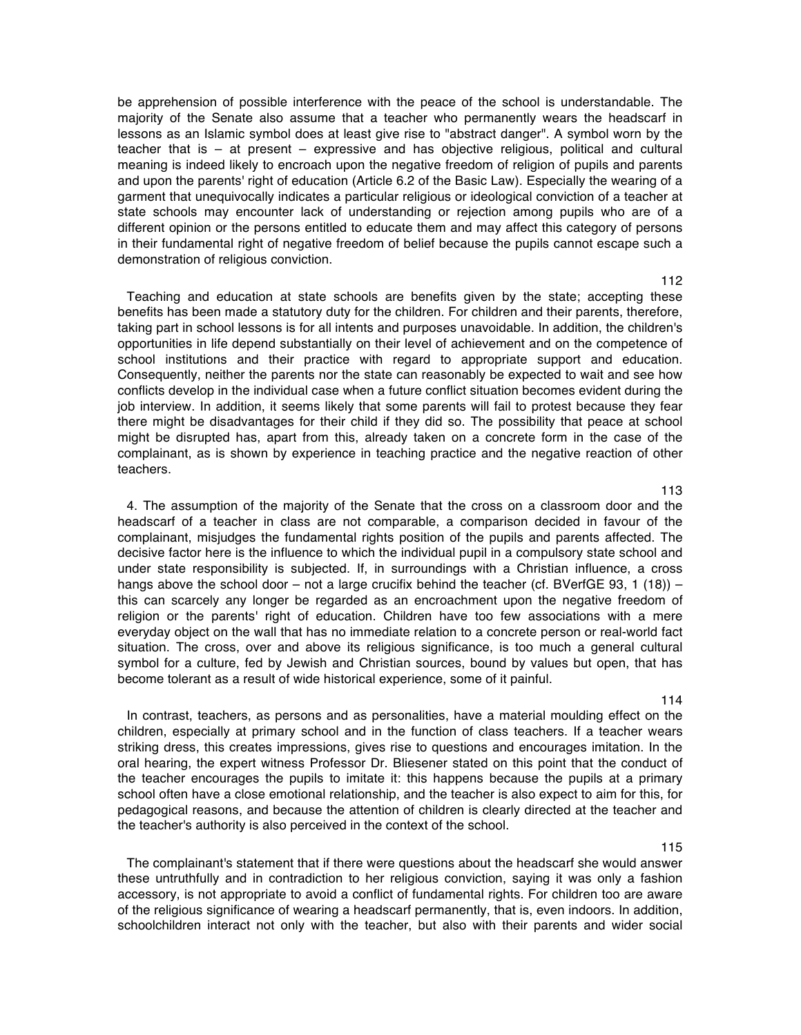be apprehension of possible interference with the peace of the school is understandable. The majority of the Senate also assume that a teacher who permanently wears the headscarf in lessons as an Islamic symbol does at least give rise to "abstract danger". A symbol worn by the teacher that is – at present – expressive and has objective religious, political and cultural meaning is indeed likely to encroach upon the negative freedom of religion of pupils and parents and upon the parents' right of education (Article 6.2 of the Basic Law). Especially the wearing of a garment that unequivocally indicates a particular religious or ideological conviction of a teacher at state schools may encounter lack of understanding or rejection among pupils who are of a different opinion or the persons entitled to educate them and may affect this category of persons in their fundamental right of negative freedom of belief because the pupils cannot escape such a demonstration of religious conviction.

112

Teaching and education at state schools are benefits given by the state; accepting these benefits has been made a statutory duty for the children. For children and their parents, therefore, taking part in school lessons is for all intents and purposes unavoidable. In addition, the children's opportunities in life depend substantially on their level of achievement and on the competence of school institutions and their practice with regard to appropriate support and education. Consequently, neither the parents nor the state can reasonably be expected to wait and see how conflicts develop in the individual case when a future conflict situation becomes evident during the job interview. In addition, it seems likely that some parents will fail to protest because they fear there might be disadvantages for their child if they did so. The possibility that peace at school might be disrupted has, apart from this, already taken on a concrete form in the case of the complainant, as is shown by experience in teaching practice and the negative reaction of other teachers.

113

4. The assumption of the majority of the Senate that the cross on a classroom door and the headscarf of a teacher in class are not comparable, a comparison decided in favour of the complainant, misjudges the fundamental rights position of the pupils and parents affected. The decisive factor here is the influence to which the individual pupil in a compulsory state school and under state responsibility is subjected. If, in surroundings with a Christian influence, a cross hangs above the school door – not a large crucifix behind the teacher (cf. BVerfGE 93, 1 (18)) – this can scarcely any longer be regarded as an encroachment upon the negative freedom of religion or the parents' right of education. Children have too few associations with a mere everyday object on the wall that has no immediate relation to a concrete person or real-world fact situation. The cross, over and above its religious significance, is too much a general cultural symbol for a culture, fed by Jewish and Christian sources, bound by values but open, that has become tolerant as a result of wide historical experience, some of it painful.

114

In contrast, teachers, as persons and as personalities, have a material moulding effect on the children, especially at primary school and in the function of class teachers. If a teacher wears striking dress, this creates impressions, gives rise to questions and encourages imitation. In the oral hearing, the expert witness Professor Dr. Bliesener stated on this point that the conduct of the teacher encourages the pupils to imitate it: this happens because the pupils at a primary school often have a close emotional relationship, and the teacher is also expect to aim for this, for pedagogical reasons, and because the attention of children is clearly directed at the teacher and the teacher's authority is also perceived in the context of the school.

115

The complainant's statement that if there were questions about the headscarf she would answer these untruthfully and in contradiction to her religious conviction, saying it was only a fashion accessory, is not appropriate to avoid a conflict of fundamental rights. For children too are aware of the religious significance of wearing a headscarf permanently, that is, even indoors. In addition, schoolchildren interact not only with the teacher, but also with their parents and wider social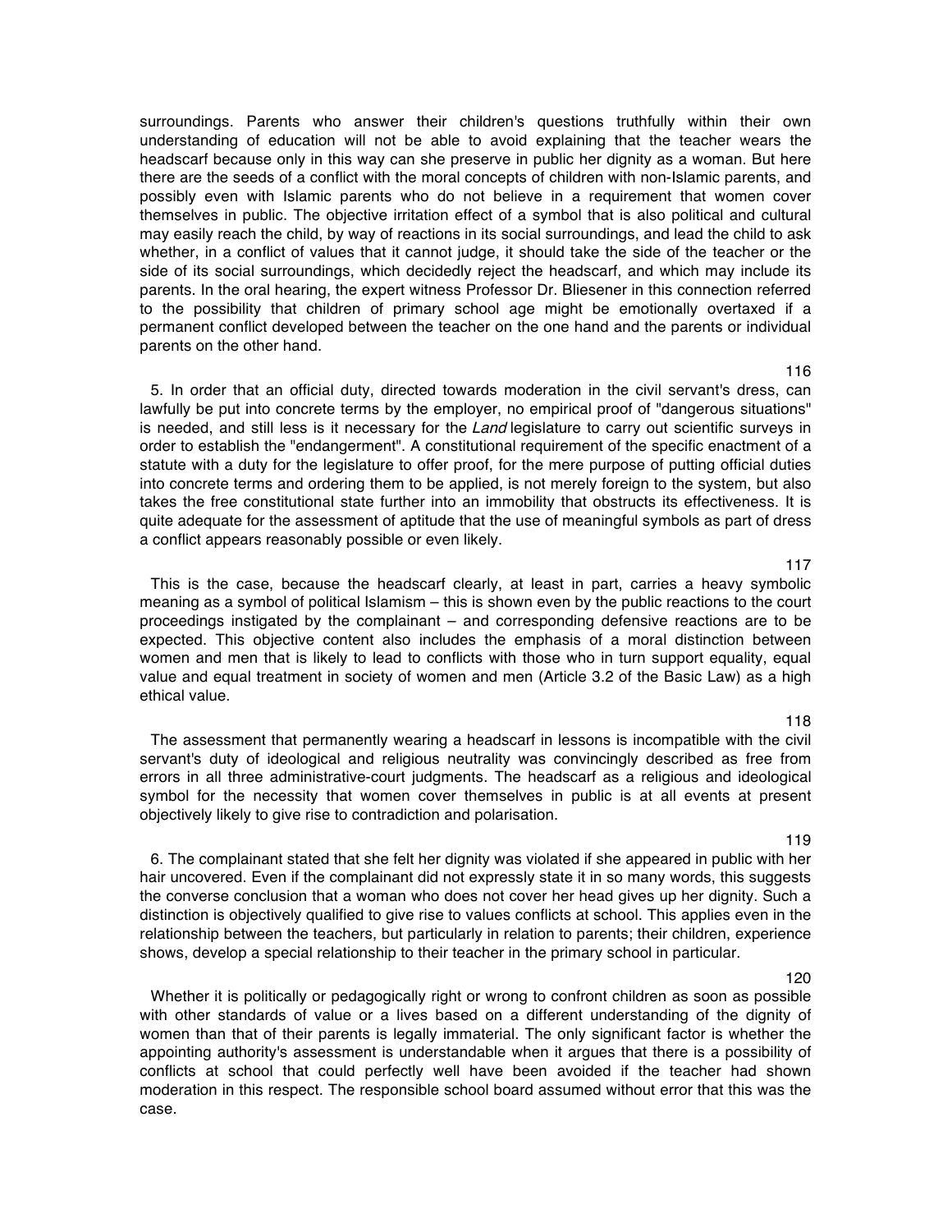surroundings. Parents who answer their children's questions truthfully within their own understanding of education will not be able to avoid explaining that the teacher wears the headscarf because only in this way can she preserve in public her dignity as a woman. But here there are the seeds of a conflict with the moral concepts of children with non-Islamic parents, and possibly even with Islamic parents who do not believe in a requirement that women cover themselves in public. The objective irritation effect of a symbol that is also political and cultural may easily reach the child, by way of reactions in its social surroundings, and lead the child to ask whether, in a conflict of values that it cannot judge, it should take the side of the teacher or the side of its social surroundings, which decidedly reject the headscarf, and which may include its parents. In the oral hearing, the expert witness Professor Dr. Bliesener in this connection referred to the possibility that children of primary school age might be emotionally overtaxed if a permanent conflict developed between the teacher on the one hand and the parents or individual parents on the other hand.

116

5. In order that an official duty, directed towards moderation in the civil servant's dress, can lawfully be put into concrete terms by the employer, no empirical proof of "dangerous situations" is needed, and still less is it necessary for the *Land* legislature to carry out scientific surveys in order to establish the "endangerment". A constitutional requirement of the specific enactment of a statute with a duty for the legislature to offer proof, for the mere purpose of putting official duties into concrete terms and ordering them to be applied, is not merely foreign to the system, but also takes the free constitutional state further into an immobility that obstructs its effectiveness. It is quite adequate for the assessment of aptitude that the use of meaningful symbols as part of dress a conflict appears reasonably possible or even likely.

117

This is the case, because the headscarf clearly, at least in part, carries a heavy symbolic meaning as a symbol of political Islamism – this is shown even by the public reactions to the court proceedings instigated by the complainant – and corresponding defensive reactions are to be expected. This objective content also includes the emphasis of a moral distinction between women and men that is likely to lead to conflicts with those who in turn support equality, equal value and equal treatment in society of women and men (Article 3.2 of the Basic Law) as a high ethical value.

118

The assessment that permanently wearing a headscarf in lessons is incompatible with the civil servant's duty of ideological and religious neutrality was convincingly described as free from errors in all three administrative-court judgments. The headscarf as a religious and ideological symbol for the necessity that women cover themselves in public is at all events at present objectively likely to give rise to contradiction and polarisation.

119

6. The complainant stated that she felt her dignity was violated if she appeared in public with her hair uncovered. Even if the complainant did not expressly state it in so many words, this suggests the converse conclusion that a woman who does not cover her head gives up her dignity. Such a distinction is objectively qualified to give rise to values conflicts at school. This applies even in the relationship between the teachers, but particularly in relation to parents; their children, experience shows, develop a special relationship to their teacher in the primary school in particular.

120

Whether it is politically or pedagogically right or wrong to confront children as soon as possible with other standards of value or a lives based on a different understanding of the dignity of women than that of their parents is legally immaterial. The only significant factor is whether the appointing authority's assessment is understandable when it argues that there is a possibility of conflicts at school that could perfectly well have been avoided if the teacher had shown moderation in this respect. The responsible school board assumed without error that this was the case.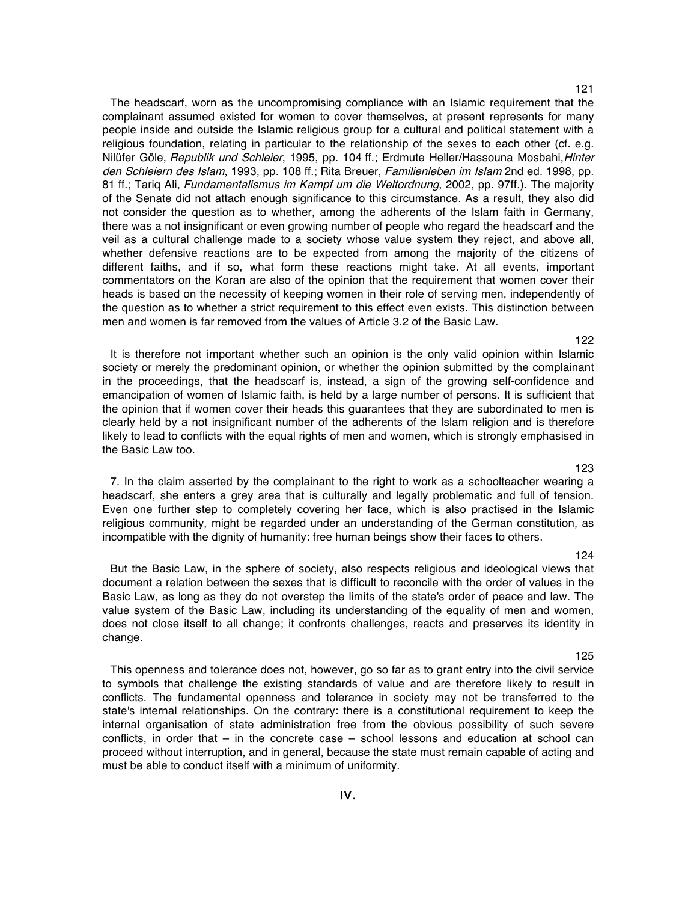121

The headscarf, worn as the uncompromising compliance with an Islamic requirement that the complainant assumed existed for women to cover themselves, at present represents for many people inside and outside the Islamic religious group for a cultural and political statement with a religious foundation, relating in particular to the relationship of the sexes to each other (cf. e.g. Nilüfer Göle, *Republik und Schleier*, 1995, pp. 104 ff.; Erdmute Heller/Hassouna Mosbahi,*Hinter den Schleiern des Islam*, 1993, pp. 108 ff.; Rita Breuer, *Familienleben im Islam* 2nd ed. 1998, pp. 81 ff.; Tariq Ali, *Fundamentalismus im Kampf um die Weltordnung*, 2002, pp. 97ff.). The majority of the Senate did not attach enough significance to this circumstance. As a result, they also did not consider the question as to whether, among the adherents of the Islam faith in Germany, there was a not insignificant or even growing number of people who regard the headscarf and the veil as a cultural challenge made to a society whose value system they reject, and above all, whether defensive reactions are to be expected from among the majority of the citizens of different faiths, and if so, what form these reactions might take. At all events, important commentators on the Koran are also of the opinion that the requirement that women cover their heads is based on the necessity of keeping women in their role of serving men, independently of the question as to whether a strict requirement to this effect even exists. This distinction between men and women is far removed from the values of Article 3.2 of the Basic Law.

122

It is therefore not important whether such an opinion is the only valid opinion within Islamic society or merely the predominant opinion, or whether the opinion submitted by the complainant in the proceedings, that the headscarf is, instead, a sign of the growing self-confidence and emancipation of women of Islamic faith, is held by a large number of persons. It is sufficient that the opinion that if women cover their heads this guarantees that they are subordinated to men is clearly held by a not insignificant number of the adherents of the Islam religion and is therefore likely to lead to conflicts with the equal rights of men and women, which is strongly emphasised in the Basic Law too.

123

7. In the claim asserted by the complainant to the right to work as a schoolteacher wearing a headscarf, she enters a grey area that is culturally and legally problematic and full of tension. Even one further step to completely covering her face, which is also practised in the Islamic religious community, might be regarded under an understanding of the German constitution, as incompatible with the dignity of humanity: free human beings show their faces to others.

124

But the Basic Law, in the sphere of society, also respects religious and ideological views that document a relation between the sexes that is difficult to reconcile with the order of values in the Basic Law, as long as they do not overstep the limits of the state's order of peace and law. The value system of the Basic Law, including its understanding of the equality of men and women, does not close itself to all change; it confronts challenges, reacts and preserves its identity in change.

125

This openness and tolerance does not, however, go so far as to grant entry into the civil service to symbols that challenge the existing standards of value and are therefore likely to result in conflicts. The fundamental openness and tolerance in society may not be transferred to the state's internal relationships. On the contrary: there is a constitutional requirement to keep the internal organisation of state administration free from the obvious possibility of such severe conflicts, in order that – in the concrete case – school lessons and education at school can proceed without interruption, and in general, because the state must remain capable of acting and must be able to conduct itself with a minimum of uniformity.

IV.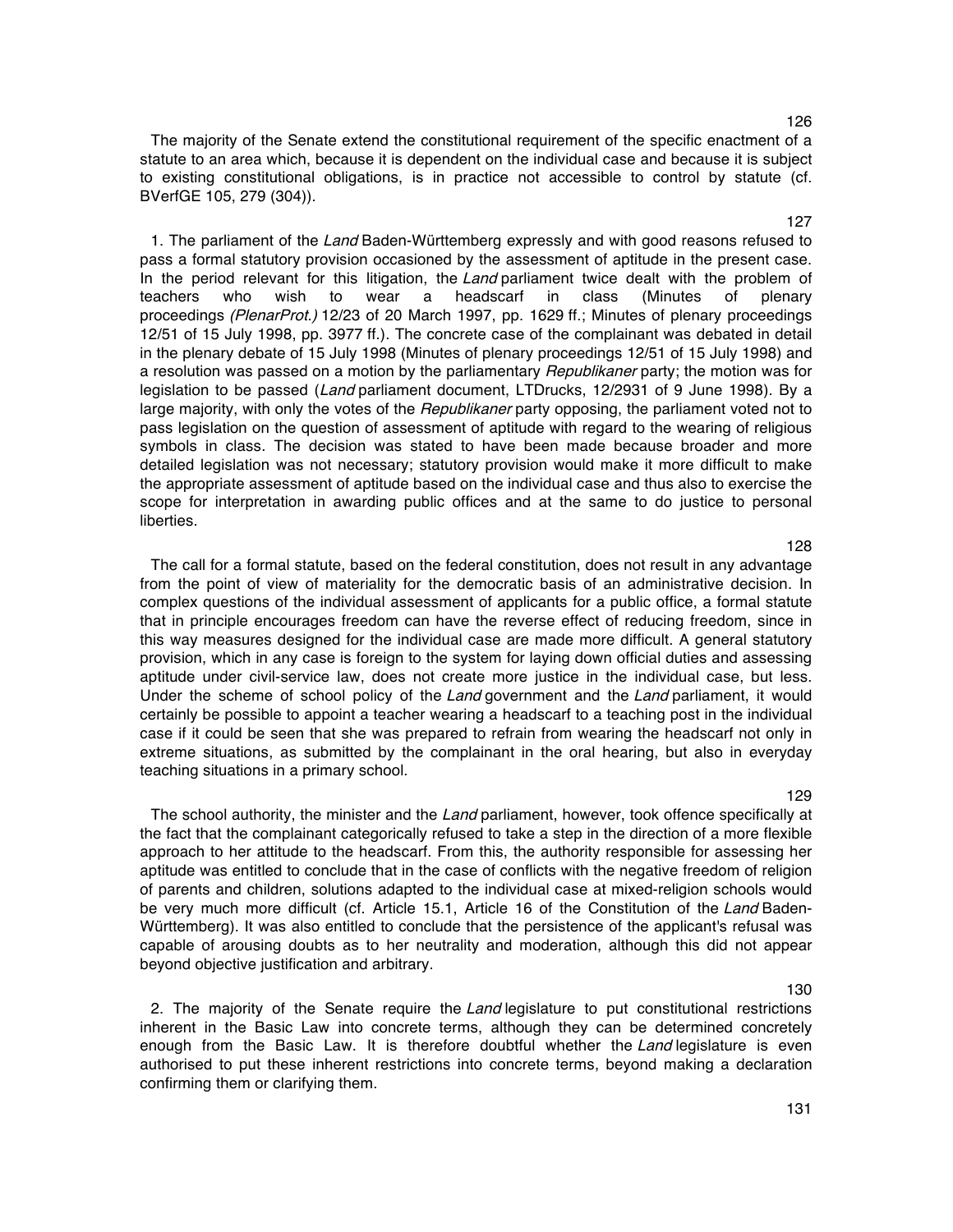126

The majority of the Senate extend the constitutional requirement of the specific enactment of a statute to an area which, because it is dependent on the individual case and because it is subject to existing constitutional obligations, is in practice not accessible to control by statute (cf. BVerfGE 105, 279 (304)).

127

1. The parliament of the *Land* Baden-Württemberg expressly and with good reasons refused to pass a formal statutory provision occasioned by the assessment of aptitude in the present case. In the period relevant for this litigation, the *Land* parliament twice dealt with the problem of teachers who wish to wear a headscarf in class (Minutes of plenary proceedings *(PlenarProt.)* 12/23 of 20 March 1997, pp. 1629 ff.; Minutes of plenary proceedings 12/51 of 15 July 1998, pp. 3977 ff.). The concrete case of the complainant was debated in detail in the plenary debate of 15 July 1998 (Minutes of plenary proceedings 12/51 of 15 July 1998) and a resolution was passed on a motion by the parliamentary *Republikaner* party; the motion was for legislation to be passed (*Land* parliament document, LTDrucks, 12/2931 of 9 June 1998). By a large majority, with only the votes of the *Republikaner* party opposing, the parliament voted not to pass legislation on the question of assessment of aptitude with regard to the wearing of religious symbols in class. The decision was stated to have been made because broader and more detailed legislation was not necessary; statutory provision would make it more difficult to make the appropriate assessment of aptitude based on the individual case and thus also to exercise the scope for interpretation in awarding public offices and at the same to do justice to personal liberties.

128

The call for a formal statute, based on the federal constitution, does not result in any advantage from the point of view of materiality for the democratic basis of an administrative decision. In complex questions of the individual assessment of applicants for a public office, a formal statute that in principle encourages freedom can have the reverse effect of reducing freedom, since in this way measures designed for the individual case are made more difficult. A general statutory provision, which in any case is foreign to the system for laying down official duties and assessing aptitude under civil-service law, does not create more justice in the individual case, but less. Under the scheme of school policy of the *Land* government and the *Land* parliament, it would certainly be possible to appoint a teacher wearing a headscarf to a teaching post in the individual case if it could be seen that she was prepared to refrain from wearing the headscarf not only in extreme situations, as submitted by the complainant in the oral hearing, but also in everyday teaching situations in a primary school.

129

The school authority, the minister and the *Land* parliament, however, took offence specifically at the fact that the complainant categorically refused to take a step in the direction of a more flexible approach to her attitude to the headscarf. From this, the authority responsible for assessing her aptitude was entitled to conclude that in the case of conflicts with the negative freedom of religion of parents and children, solutions adapted to the individual case at mixed-religion schools would be very much more difficult (cf. Article 15.1, Article 16 of the Constitution of the *Land* Baden-Württemberg). It was also entitled to conclude that the persistence of the applicant's refusal was capable of arousing doubts as to her neutrality and moderation, although this did not appear beyond objective justification and arbitrary.

130

2. The majority of the Senate require the *Land* legislature to put constitutional restrictions inherent in the Basic Law into concrete terms, although they can be determined concretely enough from the Basic Law. It is therefore doubtful whether the *Land* legislature is even authorised to put these inherent restrictions into concrete terms, beyond making a declaration confirming them or clarifying them.

131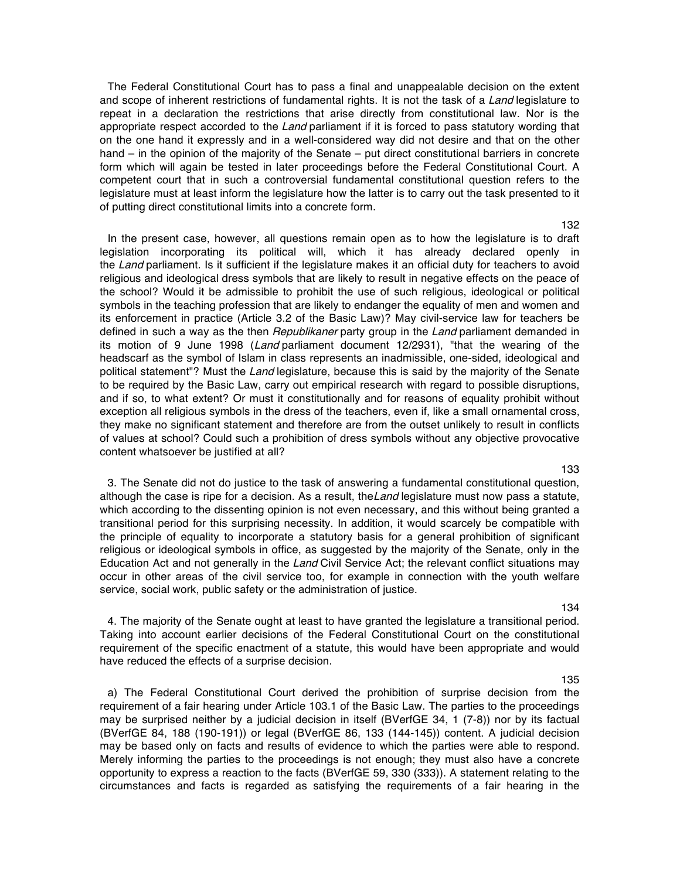The Federal Constitutional Court has to pass a final and unappealable decision on the extent and scope of inherent restrictions of fundamental rights. It is not the task of a *Land* legislature to repeat in a declaration the restrictions that arise directly from constitutional law. Nor is the appropriate respect accorded to the *Land* parliament if it is forced to pass statutory wording that on the one hand it expressly and in a well-considered way did not desire and that on the other hand – in the opinion of the majority of the Senate – put direct constitutional barriers in concrete form which will again be tested in later proceedings before the Federal Constitutional Court. A competent court that in such a controversial fundamental constitutional question refers to the legislature must at least inform the legislature how the latter is to carry out the task presented to it of putting direct constitutional limits into a concrete form.

132

In the present case, however, all questions remain open as to how the legislature is to draft legislation incorporating its political will, which it has already declared openly in the *Land* parliament. Is it sufficient if the legislature makes it an official duty for teachers to avoid religious and ideological dress symbols that are likely to result in negative effects on the peace of the school? Would it be admissible to prohibit the use of such religious, ideological or political symbols in the teaching profession that are likely to endanger the equality of men and women and its enforcement in practice (Article 3.2 of the Basic Law)? May civil-service law for teachers be defined in such a way as the then *Republikaner* party group in the *Land* parliament demanded in its motion of 9 June 1998 (*Land* parliament document 12/2931), "that the wearing of the headscarf as the symbol of Islam in class represents an inadmissible, one-sided, ideological and political statement"? Must the *Land* legislature, because this is said by the majority of the Senate to be required by the Basic Law, carry out empirical research with regard to possible disruptions, and if so, to what extent? Or must it constitutionally and for reasons of equality prohibit without exception all religious symbols in the dress of the teachers, even if, like a small ornamental cross, they make no significant statement and therefore are from the outset unlikely to result in conflicts of values at school? Could such a prohibition of dress symbols without any objective provocative content whatsoever be justified at all?

133

3. The Senate did not do justice to the task of answering a fundamental constitutional question, although the case is ripe for a decision. As a result, the *Land* legislature must now pass a statute, which according to the dissenting opinion is not even necessary, and this without being granted a transitional period for this surprising necessity. In addition, it would scarcely be compatible with the principle of equality to incorporate a statutory basis for a general prohibition of significant religious or ideological symbols in office, as suggested by the majority of the Senate, only in the Education Act and not generally in the *Land* Civil Service Act; the relevant conflict situations may occur in other areas of the civil service too, for example in connection with the youth welfare service, social work, public safety or the administration of justice.

134

4. The majority of the Senate ought at least to have granted the legislature a transitional period. Taking into account earlier decisions of the Federal Constitutional Court on the constitutional requirement of the specific enactment of a statute, this would have been appropriate and would have reduced the effects of a surprise decision.

135

a) The Federal Constitutional Court derived the prohibition of surprise decision from the requirement of a fair hearing under Article 103.1 of the Basic Law. The parties to the proceedings may be surprised neither by a judicial decision in itself (BVerfGE 34, 1 (7-8)) nor by its factual (BVerfGE 84, 188 (190-191)) or legal (BVerfGE 86, 133 (144-145)) content. A judicial decision may be based only on facts and results of evidence to which the parties were able to respond. Merely informing the parties to the proceedings is not enough; they must also have a concrete opportunity to express a reaction to the facts (BVerfGE 59, 330 (333)). A statement relating to the circumstances and facts is regarded as satisfying the requirements of a fair hearing in the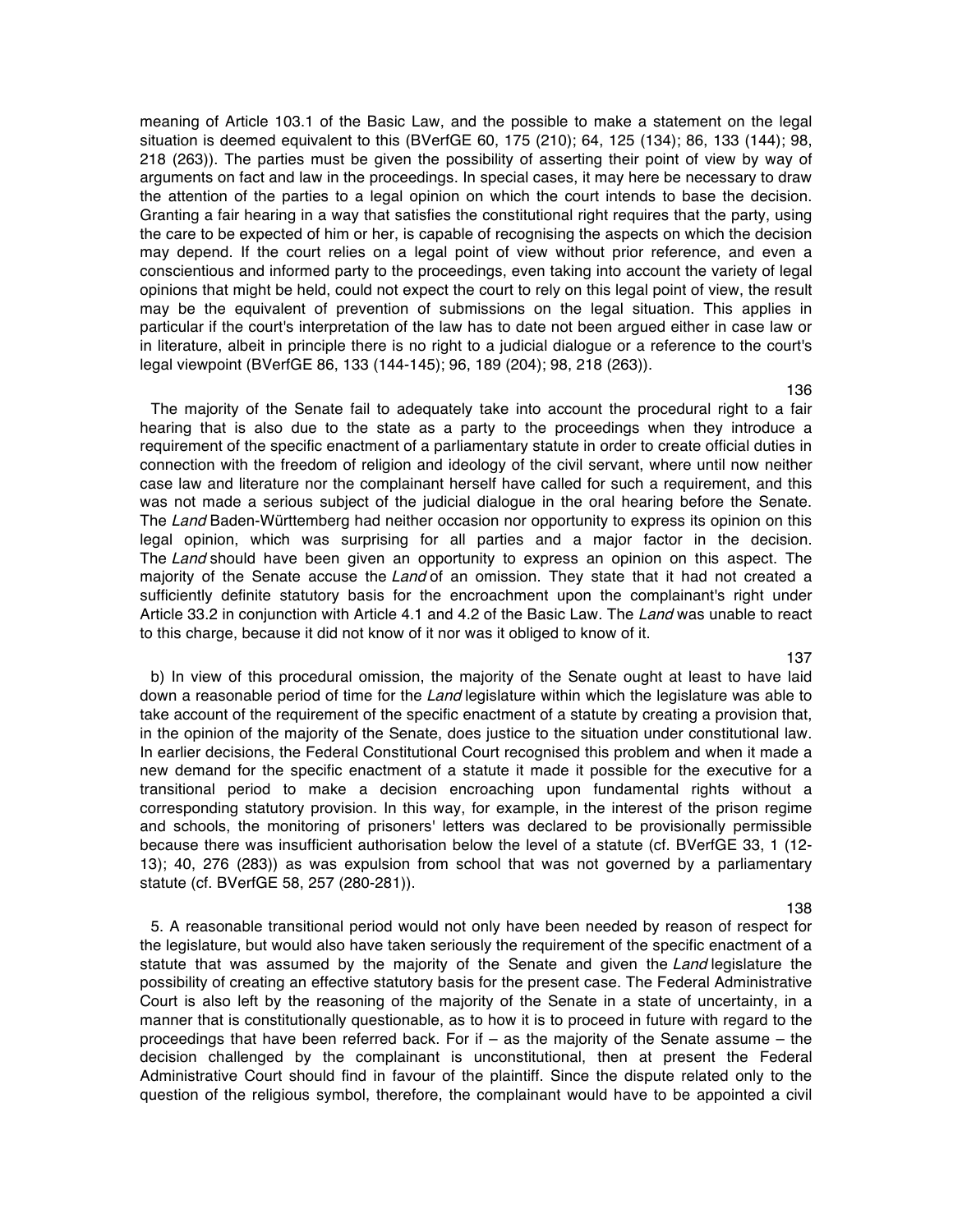meaning of Article 103.1 of the Basic Law, and the possible to make a statement on the legal situation is deemed equivalent to this (BVerfGE 60, 175 (210); 64, 125 (134); 86, 133 (144); 98, 218 (263)). The parties must be given the possibility of asserting their point of view by way of arguments on fact and law in the proceedings. In special cases, it may here be necessary to draw the attention of the parties to a legal opinion on which the court intends to base the decision. Granting a fair hearing in a way that satisfies the constitutional right requires that the party, using the care to be expected of him or her, is capable of recognising the aspects on which the decision may depend. If the court relies on a legal point of view without prior reference, and even a conscientious and informed party to the proceedings, even taking into account the variety of legal opinions that might be held, could not expect the court to rely on this legal point of view, the result may be the equivalent of prevention of submissions on the legal situation. This applies in particular if the court's interpretation of the law has to date not been argued either in case law or in literature, albeit in principle there is no right to a judicial dialogue or a reference to the court's legal viewpoint (BVerfGE 86, 133 (144-145); 96, 189 (204); 98, 218 (263)).

136

The majority of the Senate fail to adequately take into account the procedural right to a fair hearing that is also due to the state as a party to the proceedings when they introduce a requirement of the specific enactment of a parliamentary statute in order to create official duties in connection with the freedom of religion and ideology of the civil servant, where until now neither case law and literature nor the complainant herself have called for such a requirement, and this was not made a serious subject of the judicial dialogue in the oral hearing before the Senate. The *Land* Baden-Württemberg had neither occasion nor opportunity to express its opinion on this legal opinion, which was surprising for all parties and a major factor in the decision. The *Land* should have been given an opportunity to express an opinion on this aspect. The majority of the Senate accuse the *Land* of an omission. They state that it had not created a sufficiently definite statutory basis for the encroachment upon the complainant's right under Article 33.2 in conjunction with Article 4.1 and 4.2 of the Basic Law. The *Land* was unable to react to this charge, because it did not know of it nor was it obliged to know of it.

137

b) In view of this procedural omission, the majority of the Senate ought at least to have laid down a reasonable period of time for the *Land* legislature within which the legislature was able to take account of the requirement of the specific enactment of a statute by creating a provision that, in the opinion of the majority of the Senate, does justice to the situation under constitutional law. In earlier decisions, the Federal Constitutional Court recognised this problem and when it made a new demand for the specific enactment of a statute it made it possible for the executive for a transitional period to make a decision encroaching upon fundamental rights without a corresponding statutory provision. In this way, for example, in the interest of the prison regime and schools, the monitoring of prisoners' letters was declared to be provisionally permissible because there was insufficient authorisation below the level of a statute (cf. BVerfGE 33, 1 (12-13); 40, 276 (283)) as was expulsion from school that was not governed by a parliamentary statute (cf. BVerfGE 58, 257 (280-281)).

138

5. A reasonable transitional period would not only have been needed by reason of respect for the legislature, but would also have taken seriously the requirement of the specific enactment of a statute that was assumed by the majority of the Senate and given the *Land* legislature the possibility of creating an effective statutory basis for the present case. The Federal Administrative Court is also left by the reasoning of the majority of the Senate in a state of uncertainty, in a manner that is constitutionally questionable, as to how it is to proceed in future with regard to the proceedings that have been referred back. For if – as the majority of the Senate assume – the decision challenged by the complainant is unconstitutional, then at present the Federal Administrative Court should find in favour of the plaintiff. Since the dispute related only to the question of the religious symbol, therefore, the complainant would have to be appointed a civil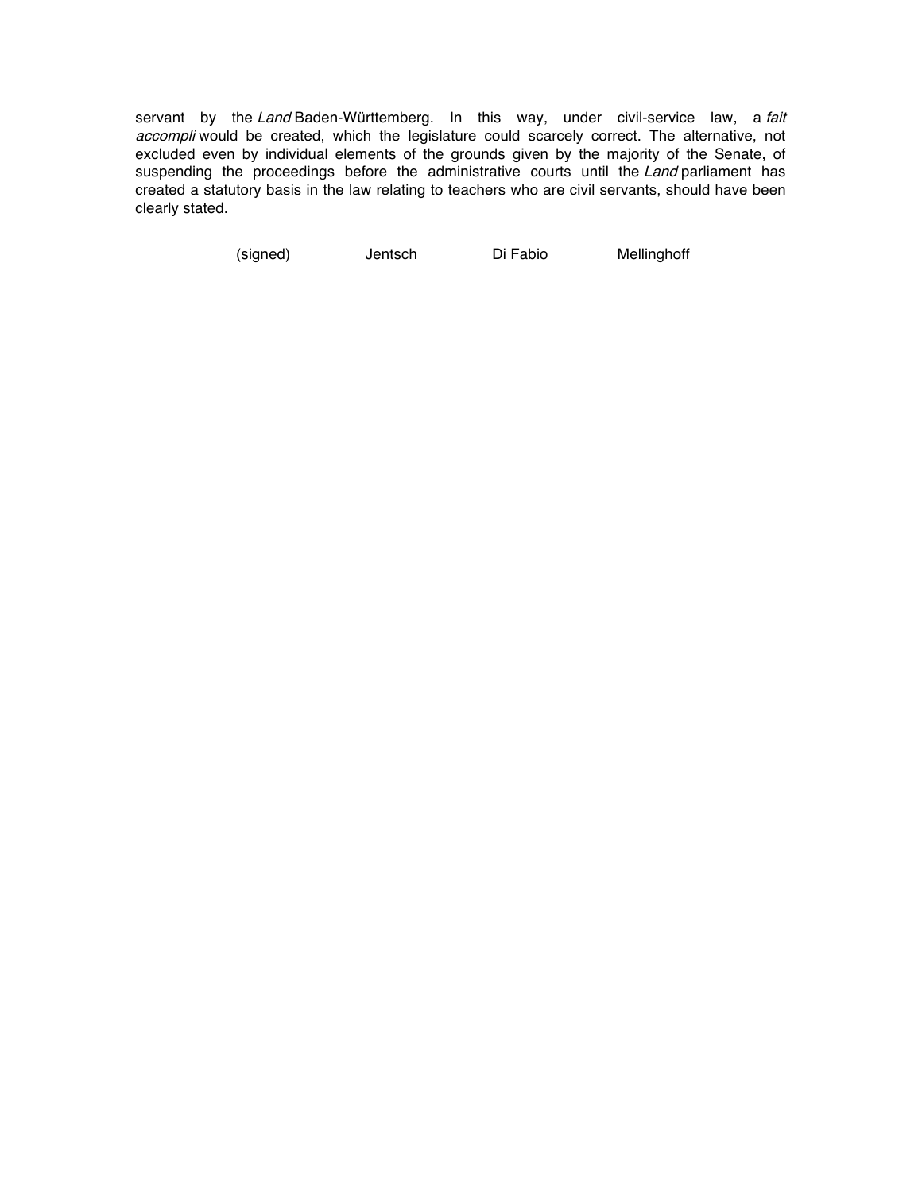servant by the *Land* Baden-Württemberg. In this way, under civil-service law, a *fait accompli* would be created, which the legislature could scarcely correct. The alternative, not excluded even by individual elements of the grounds given by the majority of the Senate, of suspending the proceedings before the administrative courts until the *Land* parliament has created a statutory basis in the law relating to teachers who are civil servants, should have been clearly stated.

(signed) Jentsch Di Fabio Mellinghoff